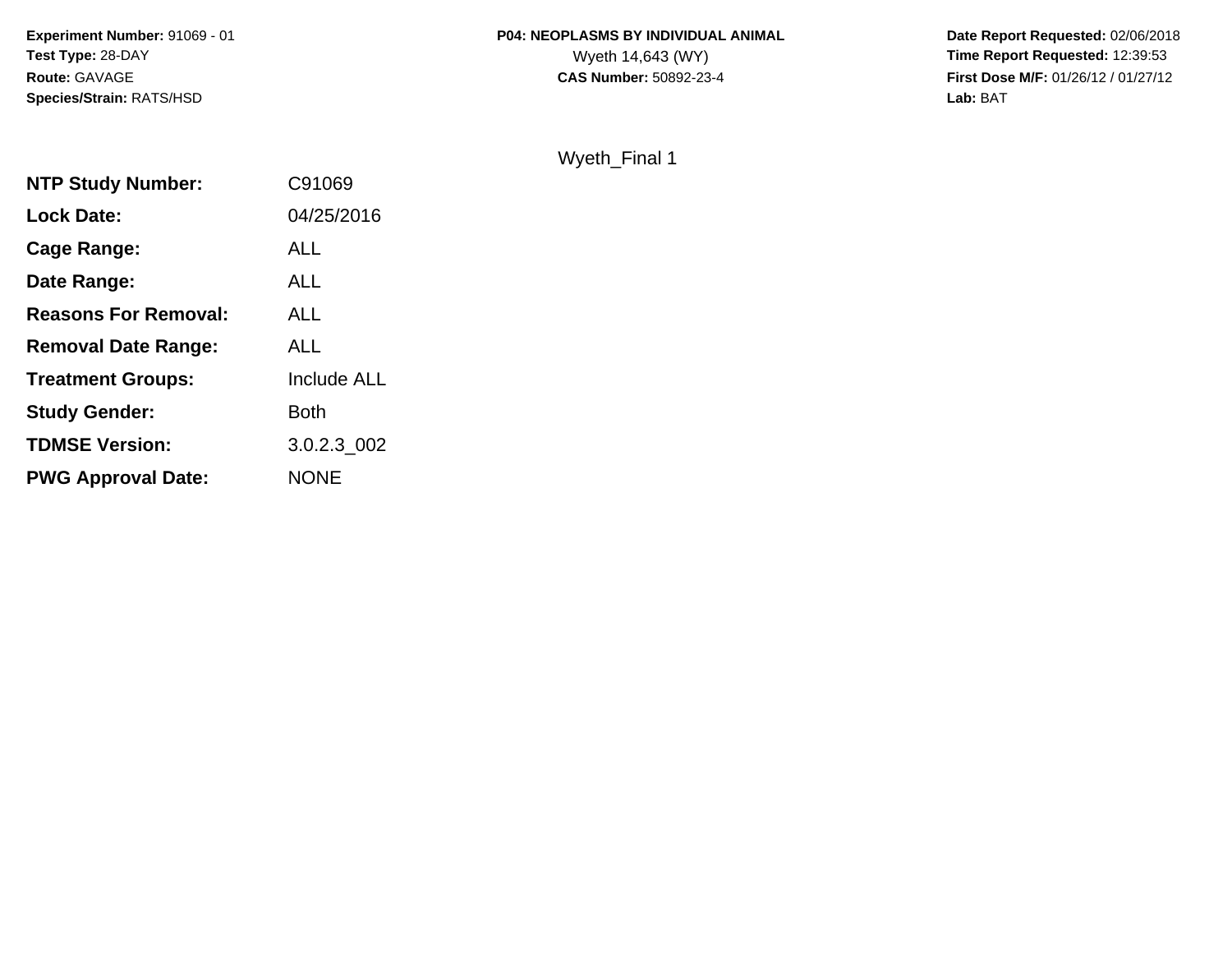**Experiment Number:** 91069 - 01
**Test Type:** 28-DAY
**Route:** GAVAGE
**Species/Strain:** RATS/HSD

**P04: NEOPLASMS BY INDIVIDUAL ANIMAL**
Wyeth 14,643 (WY)
**CAS Number:** 50892-23-4

**Date Report Requested:** 02/06/2018
**Time Report Requested:** 12:39:53
**First Dose M/F:** 01/26/12 / 01/27/12
**Lab:** BAT

Wyeth_Final 1

| | |
|---|---|
| **NTP Study Number:** | C91069 |
| **Lock Date:** | 04/25/2016 |
| **Cage Range:** | ALL |
| **Date Range:** | ALL |
| **Reasons For Removal:** | ALL |
| **Removal Date Range:** | ALL |
| **Treatment Groups:** | Include ALL |
| **Study Gender:** | Both |
| **TDMSE Version:** | 3.0.2.3_002 |
| **PWG Approval Date:** | NONE |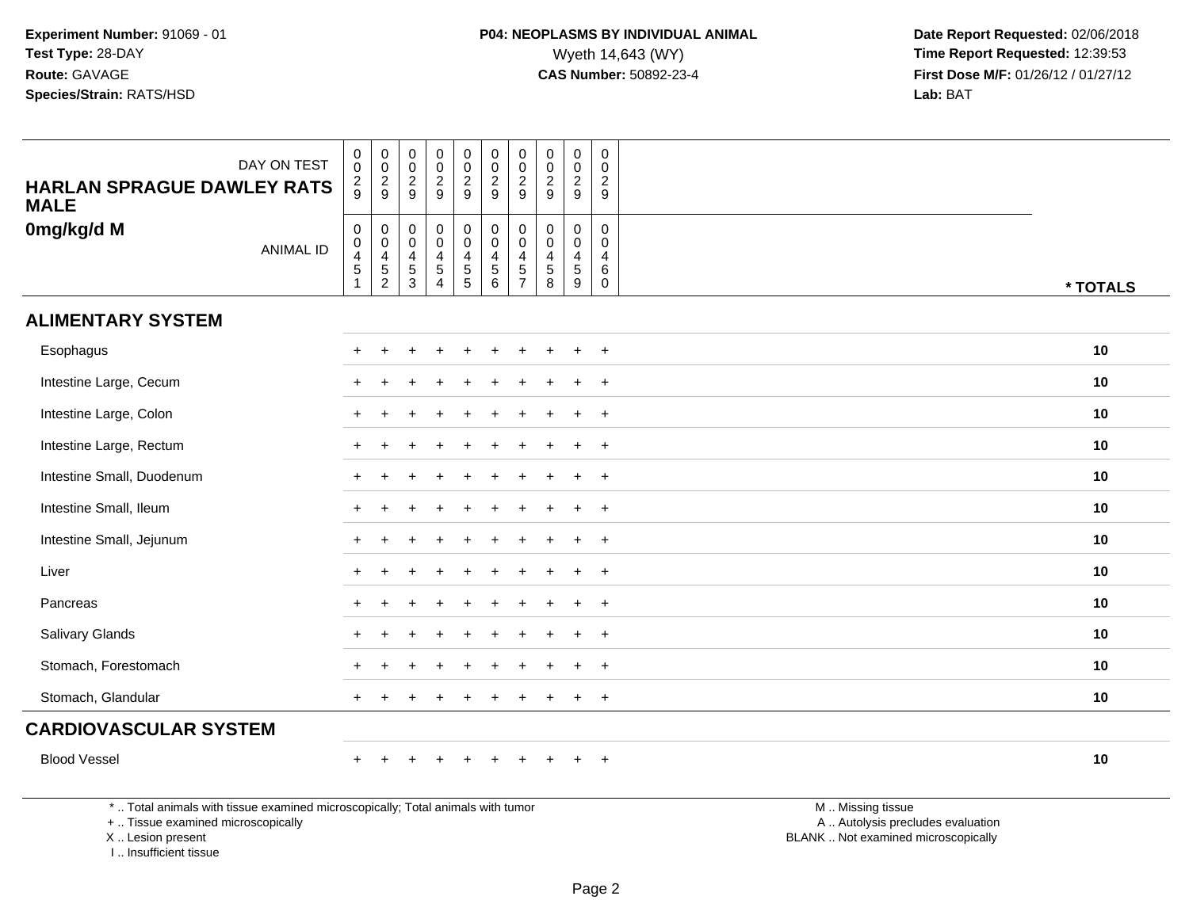**Experiment Number:** 91069 - 01
**Test Type:** 28-DAY
**Route:** GAVAGE
**Species/Strain:** RATS/HSD

**P04: NEOPLASMS BY INDIVIDUAL ANIMAL**
Wyeth 14,643 (WY)
**CAS Number:** 50892-23-4

**Date Report Requested:** 02/06/2018
**Time Report Requested:** 12:39:53
**First Dose M/F:** 01/26/12 / 01/27/12
**Lab:** BAT

| HARLAN SPRAGUE DAWLEY RATS MALE 0mg/kg/d M | | | | | | | | | | | |
|---|---|---|---|---|---|---|---|---|---|---|---|
| DAY ON TEST | 0029 | 0029 | 0029 | 0029 | 0029 | 0029 | 0029 | 0029 | 0029 | 0029 | |
| ANIMAL ID | 00451 | 00452 | 00453 | 00454 | 00455 | 00456 | 00457 | 00458 | 00459 | 00460 | * TOTALS |
| **ALIMENTARY SYSTEM** | | | | | | | | | | | |
| Esophagus | + | + | + | + | + | + | + | + | + | + | 10 |
| Intestine Large, Cecum | + | + | + | + | + | + | + | + | + | + | 10 |
| Intestine Large, Colon | + | + | + | + | + | + | + | + | + | + | 10 |
| Intestine Large, Rectum | + | + | + | + | + | + | + | + | + | + | 10 |
| Intestine Small, Duodenum | + | + | + | + | + | + | + | + | + | + | 10 |
| Intestine Small, Ileum | + | + | + | + | + | + | + | + | + | + | 10 |
| Intestine Small, Jejunum | + | + | + | + | + | + | + | + | + | + | 10 |
| Liver | + | + | + | + | + | + | + | + | + | + | 10 |
| Pancreas | + | + | + | + | + | + | + | + | + | + | 10 |
| Salivary Glands | + | + | + | + | + | + | + | + | + | + | 10 |
| Stomach, Forestomach | + | + | + | + | + | + | + | + | + | + | 10 |
| Stomach, Glandular | + | + | + | + | + | + | + | + | + | + | 10 |
| **CARDIOVASCULAR SYSTEM** | | | | | | | | | | | |
| Blood Vessel | + | + | + | + | + | + | + | + | + | + | 10 |

* .. Total animals with tissue examined microscopically; Total animals with tumor
+ .. Tissue examined microscopically
X .. Lesion present
I .. Insufficient tissue

M .. Missing tissue
A .. Autolysis precludes evaluation
BLANK .. Not examined microscopically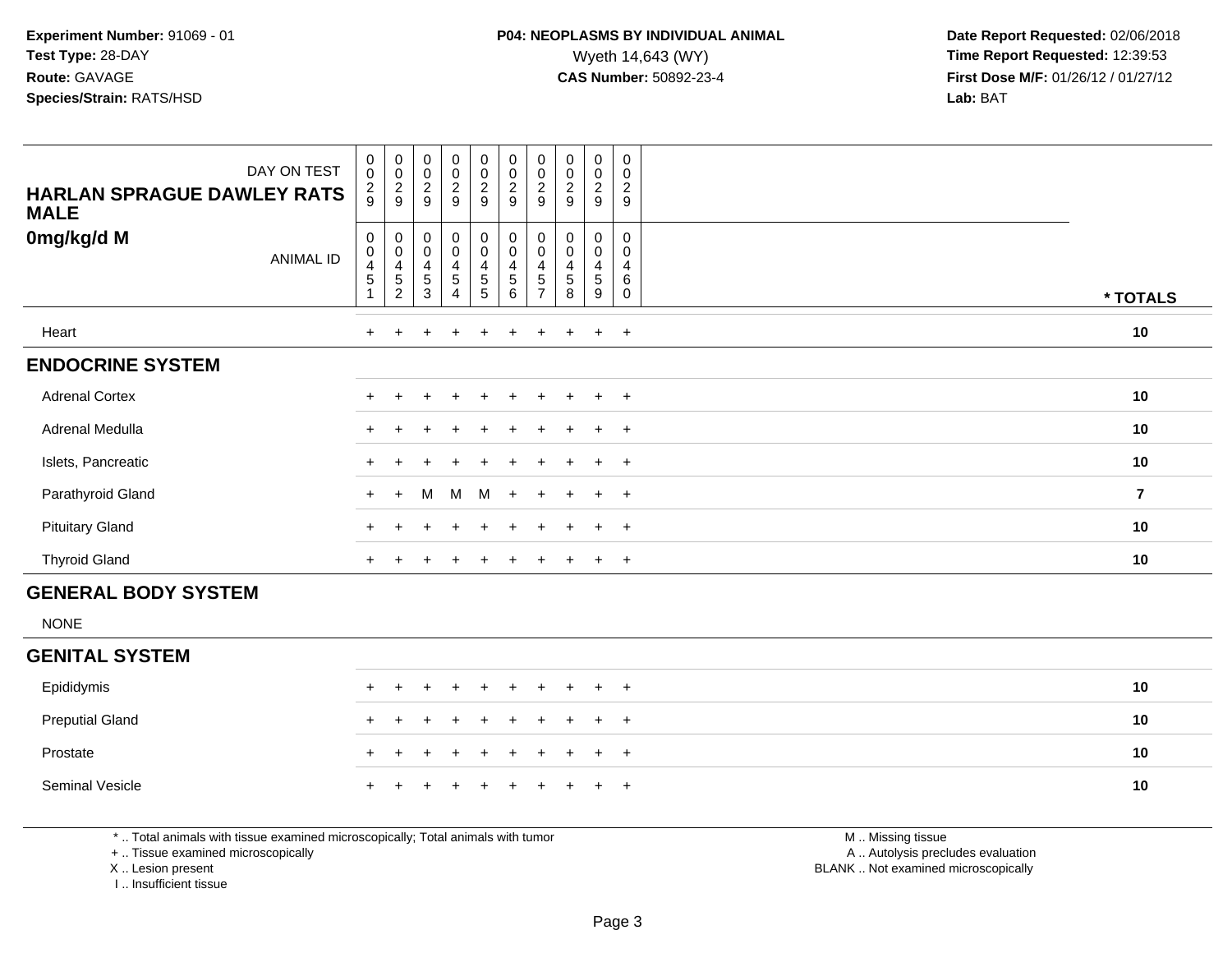**Experiment Number:** 91069 - 01
**Test Type:** 28-DAY
**Route:** GAVAGE
**Species/Strain:** RATS/HSD

**P04: NEOPLASMS BY INDIVIDUAL ANIMAL**
Wyeth 14,643 (WY)
**CAS Number:** 50892-23-4

**Date Report Requested:** 02/06/2018
**Time Report Requested:** 12:39:53
**First Dose M/F:** 01/26/12 / 01/27/12
**Lab:** BAT

| HARLAN SPRAGUE DAWLEY RATS MALE 0mg/kg/d M — DAY ON TEST | 0029 | 0029 | 0029 | 0029 | 0029 | 0029 | 0029 | 0029 | 0029 | 0029 | |
|---|---|---|---|---|---|---|---|---|---|---|---|
| ANIMAL ID | 00451 | 00452 | 00453 | 00454 | 00455 | 00456 | 00457 | 00458 | 00459 | 00460 | * TOTALS |
| Heart | + | + | + | + | + | + | + | + | + | + | 10 |
| **ENDOCRINE SYSTEM** | | | | | | | | | | | |
| Adrenal Cortex | + | + | + | + | + | + | + | + | + | + | 10 |
| Adrenal Medulla | + | + | + | + | + | + | + | + | + | + | 10 |
| Islets, Pancreatic | + | + | + | + | + | + | + | + | + | + | 10 |
| Parathyroid Gland | + | + | M | M | M | + | + | + | + | + | 7 |
| Pituitary Gland | + | + | + | + | + | + | + | + | + | + | 10 |
| Thyroid Gland | + | + | + | + | + | + | + | + | + | + | 10 |
| **GENERAL BODY SYSTEM** | | | | | | | | | | | |
| NONE | | | | | | | | | | | |
| **GENITAL SYSTEM** | | | | | | | | | | | |
| Epididymis | + | + | + | + | + | + | + | + | + | + | 10 |
| Preputial Gland | + | + | + | + | + | + | + | + | + | + | 10 |
| Prostate | + | + | + | + | + | + | + | + | + | + | 10 |
| Seminal Vesicle | + | + | + | + | + | + | + | + | + | + | 10 |

\* .. Total animals with tissue examined microscopically; Total animals with tumor
\+ .. Tissue examined microscopically
X .. Lesion present
I .. Insufficient tissue

M .. Missing tissue
A .. Autolysis precludes evaluation
BLANK .. Not examined microscopically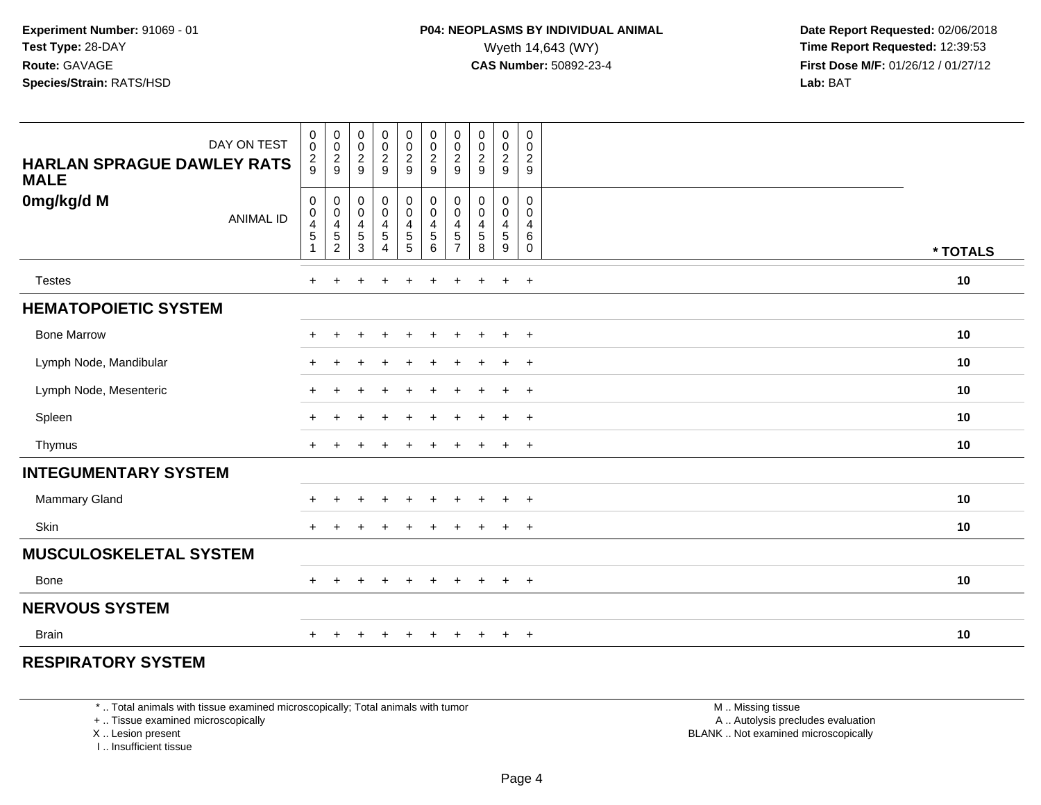**Experiment Number:** 91069 - 01
**Test Type:** 28-DAY
**Route:** GAVAGE
**Species/Strain:** RATS/HSD

**P04: NEOPLASMS BY INDIVIDUAL ANIMAL**
Wyeth 14,643 (WY)
**CAS Number:** 50892-23-4

**Date Report Requested:** 02/06/2018
**Time Report Requested:** 12:39:53
**First Dose M/F:** 01/26/12 / 01/27/12
**Lab:** BAT

| DAY ON TEST | 0029 | 0029 | 0029 | 0029 | 0029 | 0029 | 0029 | 0029 | 0029 | 0029 | |
|---|---|---|---|---|---|---|---|---|---|---|---|
| **HARLAN SPRAGUE DAWLEY RATS MALE** | | | | | | | | | | | |
| **0mg/kg/d M** ANIMAL ID | 00451 | 00452 | 00453 | 00454 | 00455 | 00456 | 00457 | 00458 | 00459 | 00460 | * TOTALS |
| Testes | + | + | + | + | + | + | + | + | + | + | 10 |
| **HEMATOPOIETIC SYSTEM** | | | | | | | | | | | |
| Bone Marrow | + | + | + | + | + | + | + | + | + | + | 10 |
| Lymph Node, Mandibular | + | + | + | + | + | + | + | + | + | + | 10 |
| Lymph Node, Mesenteric | + | + | + | + | + | + | + | + | + | + | 10 |
| Spleen | + | + | + | + | + | + | + | + | + | + | 10 |
| Thymus | + | + | + | + | + | + | + | + | + | + | 10 |
| **INTEGUMENTARY SYSTEM** | | | | | | | | | | | |
| Mammary Gland | + | + | + | + | + | + | + | + | + | + | 10 |
| Skin | + | + | + | + | + | + | + | + | + | + | 10 |
| **MUSCULOSKELETAL SYSTEM** | | | | | | | | | | | |
| Bone | + | + | + | + | + | + | + | + | + | + | 10 |
| **NERVOUS SYSTEM** | | | | | | | | | | | |
| Brain | + | + | + | + | + | + | + | + | + | + | 10 |
| **RESPIRATORY SYSTEM** | | | | | | | | | | | |

\* .. Total animals with tissue examined microscopically; Total animals with tumor
\+ .. Tissue examined microscopically
X .. Lesion present
I .. Insufficient tissue

M .. Missing tissue
A .. Autolysis precludes evaluation
BLANK .. Not examined microscopically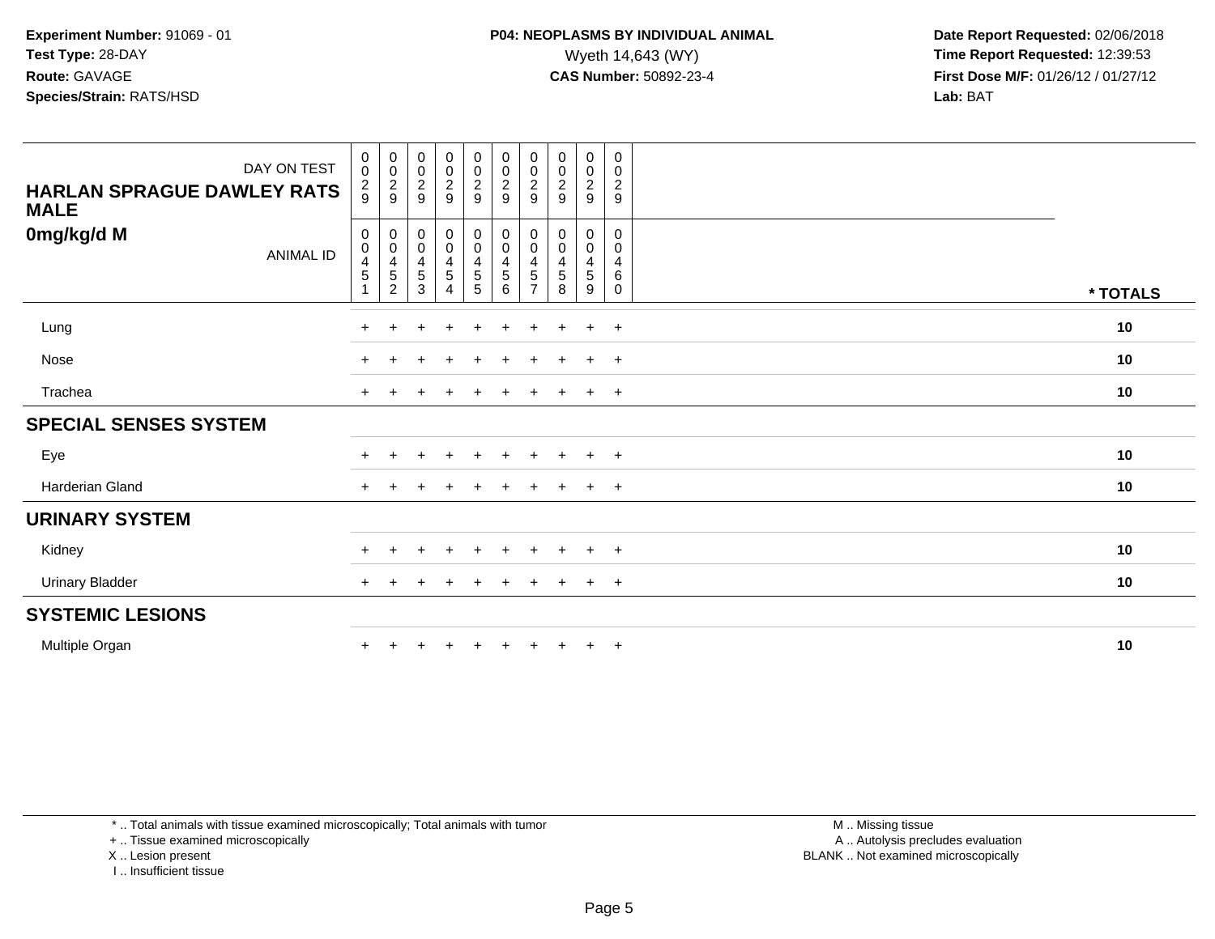**Experiment Number:** 91069 - 01
**Test Type:** 28-DAY
**Route:** GAVAGE
**Species/Strain:** RATS/HSD

**P04: NEOPLASMS BY INDIVIDUAL ANIMAL**
Wyeth 14,643 (WY)
**CAS Number:** 50892-23-4

**Date Report Requested:** 02/06/2018
**Time Report Requested:** 12:39:53
**First Dose M/F:** 01/26/12 / 01/27/12
**Lab:** BAT

| DAY ON TEST | 0029 | 0029 | 0029 | 0029 | 0029 | 0029 | 0029 | 0029 | 0029 | 0029 | |
|---|---|---|---|---|---|---|---|---|---|---|---|
| **HARLAN SPRAGUE DAWLEY RATS MALE** | | | | | | | | | | | |
| **0mg/kg/d M** ANIMAL ID | 00451 | 00452 | 00453 | 00454 | 00455 | 00456 | 00457 | 00458 | 00459 | 00460 | *** TOTALS** |
| Lung | + | + | + | + | + | + | + | + | + | + | **10** |
| Nose | + | + | + | + | + | + | + | + | + | + | **10** |
| Trachea | + | + | + | + | + | + | + | + | + | + | **10** |
| **SPECIAL SENSES SYSTEM** | | | | | | | | | | | |
| Eye | + | + | + | + | + | + | + | + | + | + | **10** |
| Harderian Gland | + | + | + | + | + | + | + | + | + | + | **10** |
| **URINARY SYSTEM** | | | | | | | | | | | |
| Kidney | + | + | + | + | + | + | + | + | + | + | **10** |
| Urinary Bladder | + | + | + | + | + | + | + | + | + | + | **10** |
| **SYSTEMIC LESIONS** | | | | | | | | | | | |
| Multiple Organ | + | + | + | + | + | + | + | + | + | + | **10** |

* .. Total animals with tissue examined microscopically; Total animals with tumor
+ .. Tissue examined microscopically
X .. Lesion present
I .. Insufficient tissue

M .. Missing tissue
A .. Autolysis precludes evaluation
BLANK .. Not examined microscopically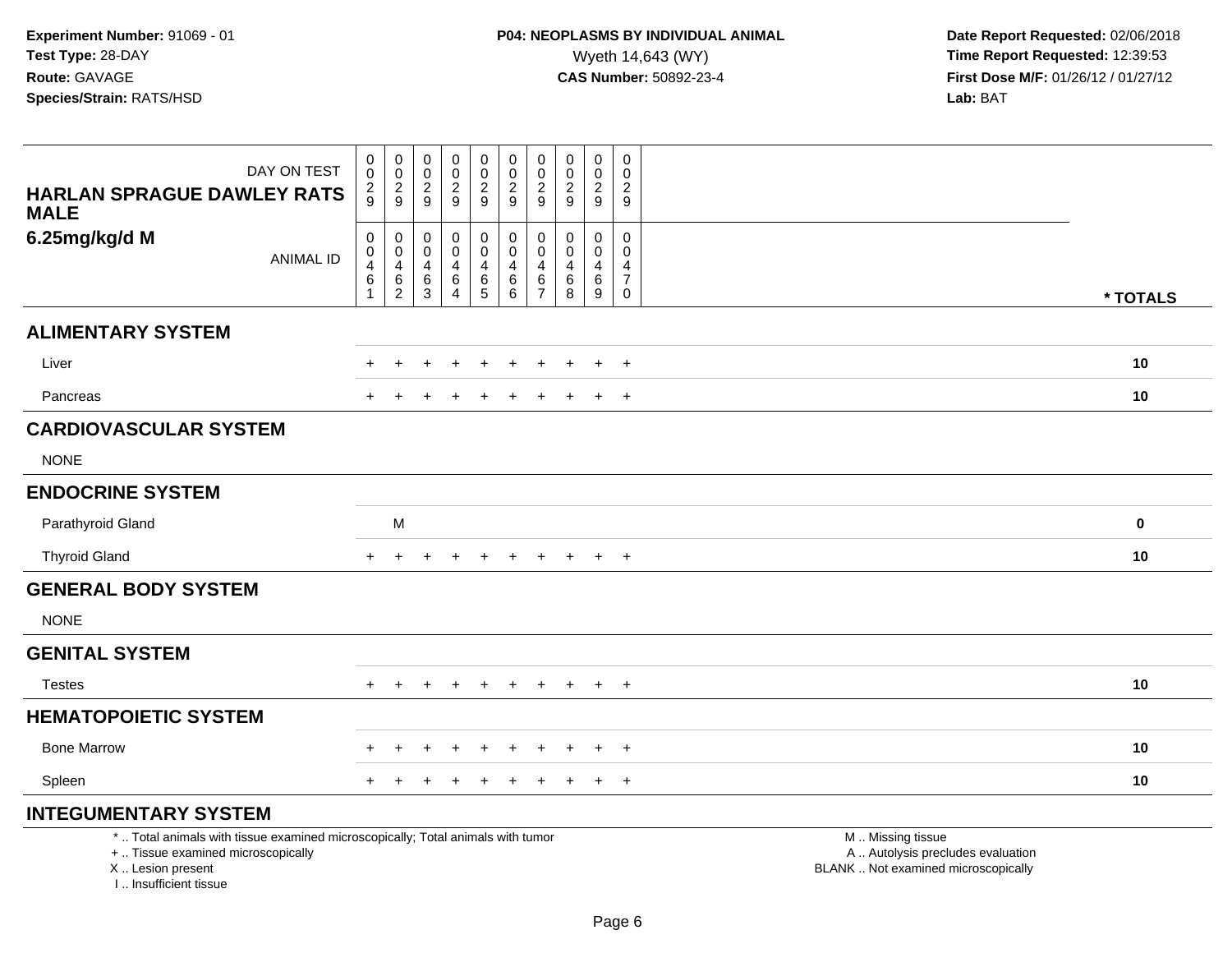**Experiment Number:** 91069 - 01
**Test Type:** 28-DAY
**Route:** GAVAGE
**Species/Strain:** RATS/HSD

**P04: NEOPLASMS BY INDIVIDUAL ANIMAL**
Wyeth 14,643 (WY)
**CAS Number:** 50892-23-4

**Date Report Requested:** 02/06/2018
**Time Report Requested:** 12:39:53
**First Dose M/F:** 01/26/12 / 01/27/12
**Lab:** BAT

| HARLAN SPRAGUE DAWLEY RATS MALE 6.25mg/kg/d M | | | | | | | | | | | |
|---|---|---|---|---|---|---|---|---|---|---|---|
| DAY ON TEST | 0029 | 0029 | 0029 | 0029 | 0029 | 0029 | 0029 | 0029 | 0029 | 0029 | |
| ANIMAL ID | 00461 | 00462 | 00463 | 00464 | 00465 | 00466 | 00467 | 00468 | 00469 | 00470 | * TOTALS |
| **ALIMENTARY SYSTEM** | | | | | | | | | | | |
| Liver | + | + | + | + | + | + | + | + | + | + | 10 |
| Pancreas | + | + | + | + | + | + | + | + | + | + | 10 |
| **CARDIOVASCULAR SYSTEM** | | | | | | | | | | | |
| NONE | | | | | | | | | | | |
| **ENDOCRINE SYSTEM** | | | | | | | | | | | |
| Parathyroid Gland | | M | | | | | | | | | 0 |
| Thyroid Gland | + | + | + | + | + | + | + | + | + | + | 10 |
| **GENERAL BODY SYSTEM** | | | | | | | | | | | |
| NONE | | | | | | | | | | | |
| **GENITAL SYSTEM** | | | | | | | | | | | |
| Testes | + | + | + | + | + | + | + | + | + | + | 10 |
| **HEMATOPOIETIC SYSTEM** | | | | | | | | | | | |
| Bone Marrow | + | + | + | + | + | + | + | + | + | + | 10 |
| Spleen | + | + | + | + | + | + | + | + | + | + | 10 |
| **INTEGUMENTARY SYSTEM** | | | | | | | | | | | |

* .. Total animals with tissue examined microscopically; Total animals with tumor
+ .. Tissue examined microscopically
X .. Lesion present
I .. Insufficient tissue

M .. Missing tissue
A .. Autolysis precludes evaluation
BLANK .. Not examined microscopically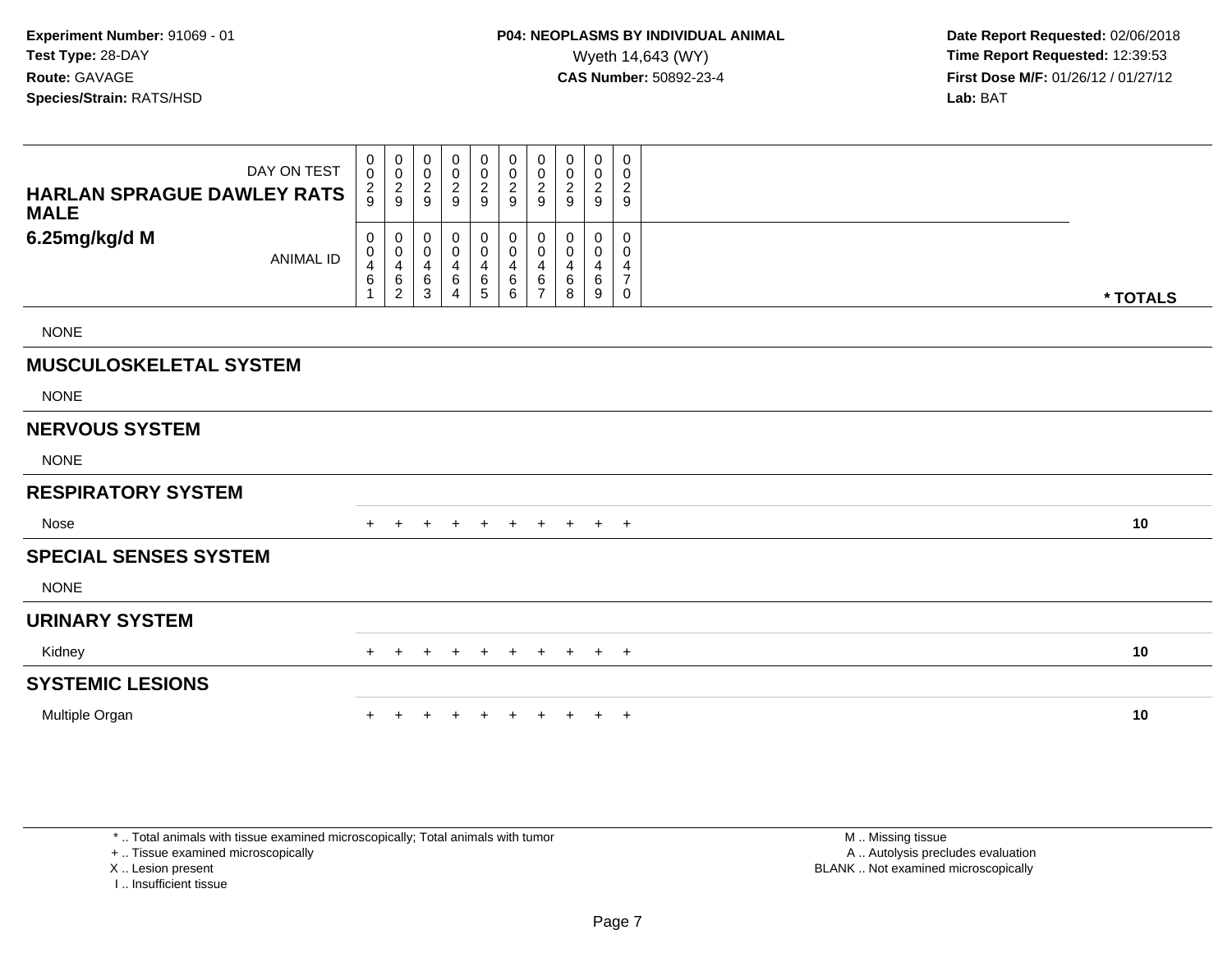**Experiment Number:** 91069 - 01
**Test Type:** 28-DAY
**Route:** GAVAGE
**Species/Strain:** RATS/HSD

**P04: NEOPLASMS BY INDIVIDUAL ANIMAL**
Wyeth 14,643 (WY)
**CAS Number:** 50892-23-4

**Date Report Requested:** 02/06/2018
**Time Report Requested:** 12:39:53
**First Dose M/F:** 01/26/12 / 01/27/12
**Lab:** BAT

| HARLAN SPRAGUE DAWLEY RATS MALE 6.25mg/kg/d M | | | | | | | | | | | |
|---|---|---|---|---|---|---|---|---|---|---|---|
| DAY ON TEST | 0029 | 0029 | 0029 | 0029 | 0029 | 0029 | 0029 | 0029 | 0029 | 0029 | |
| ANIMAL ID | 00461 | 00462 | 00463 | 00464 | 00465 | 00466 | 00467 | 00468 | 00469 | 00470 | * TOTALS |
| NONE | | | | | | | | | | | |
| **MUSCULOSKELETAL SYSTEM** | | | | | | | | | | | |
| NONE | | | | | | | | | | | |
| **NERVOUS SYSTEM** | | | | | | | | | | | |
| NONE | | | | | | | | | | | |
| **RESPIRATORY SYSTEM** | | | | | | | | | | | |
| Nose | + | + | + | + | + | + | + | + | + | + | 10 |
| **SPECIAL SENSES SYSTEM** | | | | | | | | | | | |
| NONE | | | | | | | | | | | |
| **URINARY SYSTEM** | | | | | | | | | | | |
| Kidney | + | + | + | + | + | + | + | + | + | + | 10 |
| **SYSTEMIC LESIONS** | | | | | | | | | | | |
| Multiple Organ | + | + | + | + | + | + | + | + | + | + | 10 |

\* .. Total animals with tissue examined microscopically; Total animals with tumor
\+ .. Tissue examined microscopically
X .. Lesion present
I .. Insufficient tissue

M .. Missing tissue
A .. Autolysis precludes evaluation
BLANK .. Not examined microscopically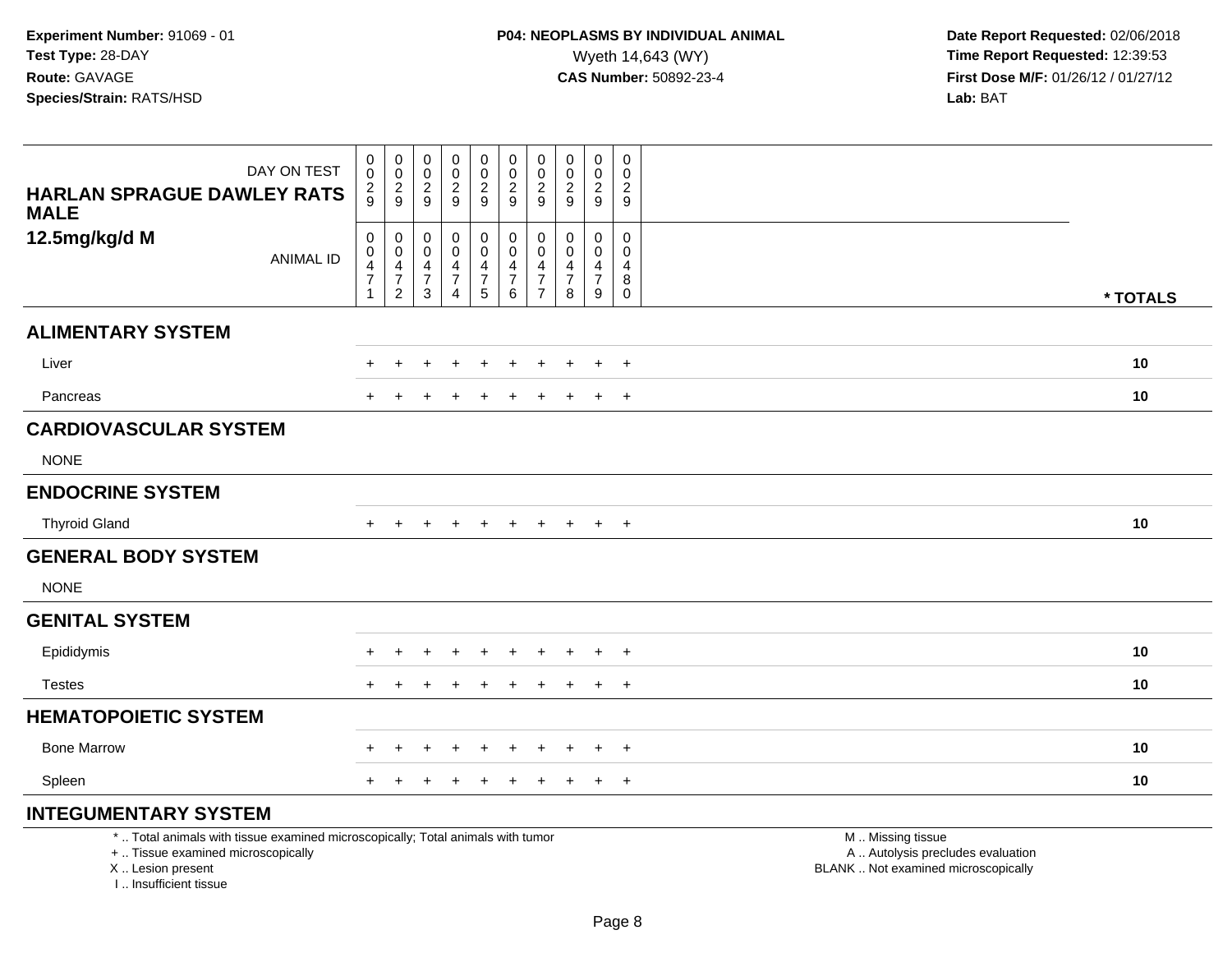**Experiment Number:** 91069 - 01
**Test Type:** 28-DAY
**Route:** GAVAGE
**Species/Strain:** RATS/HSD

**P04: NEOPLASMS BY INDIVIDUAL ANIMAL**
Wyeth 14,643 (WY)
**CAS Number:** 50892-23-4

**Date Report Requested:** 02/06/2018
**Time Report Requested:** 12:39:53
**First Dose M/F:** 01/26/12 / 01/27/12
**Lab:** BAT

| HARLAN SPRAGUE DAWLEY RATS MALE 12.5mg/kg/d M | | | | | | | | | | | |
|---|---|---|---|---|---|---|---|---|---|---|---|
| DAY ON TEST | 0029 | 0029 | 0029 | 0029 | 0029 | 0029 | 0029 | 0029 | 0029 | 0029 | |
| ANIMAL ID | 00471 | 00472 | 00473 | 00474 | 00475 | 00476 | 00477 | 00478 | 00479 | 00480 | * TOTALS |
| **ALIMENTARY SYSTEM** | | | | | | | | | | | |
| Liver | + | + | + | + | + | + | + | + | + | + | 10 |
| Pancreas | + | + | + | + | + | + | + | + | + | + | 10 |
| **CARDIOVASCULAR SYSTEM** | | | | | | | | | | | |
| NONE | | | | | | | | | | | |
| **ENDOCRINE SYSTEM** | | | | | | | | | | | |
| Thyroid Gland | + | + | + | + | + | + | + | + | + | + | 10 |
| **GENERAL BODY SYSTEM** | | | | | | | | | | | |
| NONE | | | | | | | | | | | |
| **GENITAL SYSTEM** | | | | | | | | | | | |
| Epididymis | + | + | + | + | + | + | + | + | + | + | 10 |
| Testes | + | + | + | + | + | + | + | + | + | + | 10 |
| **HEMATOPOIETIC SYSTEM** | | | | | | | | | | | |
| Bone Marrow | + | + | + | + | + | + | + | + | + | + | 10 |
| Spleen | + | + | + | + | + | + | + | + | + | + | 10 |
| **INTEGUMENTARY SYSTEM** | | | | | | | | | | | |

* .. Total animals with tissue examined microscopically; Total animals with tumor
+ .. Tissue examined microscopically
X .. Lesion present
I .. Insufficient tissue

M .. Missing tissue
A .. Autolysis precludes evaluation
BLANK .. Not examined microscopically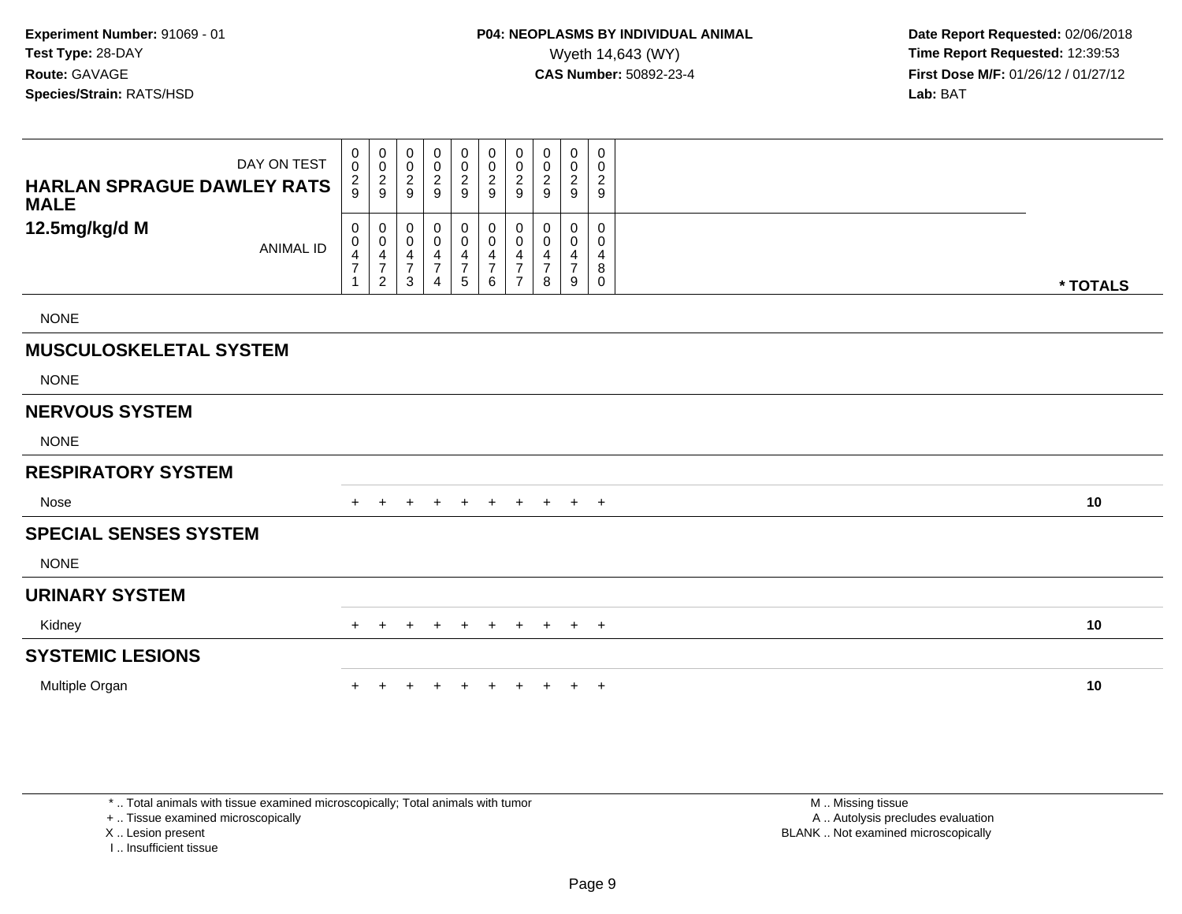**Experiment Number:** 91069 - 01
**Test Type:** 28-DAY
**Route:** GAVAGE
**Species/Strain:** RATS/HSD

**P04: NEOPLASMS BY INDIVIDUAL ANIMAL**
Wyeth 14,643 (WY)
**CAS Number:** 50892-23-4

**Date Report Requested:** 02/06/2018
**Time Report Requested:** 12:39:53
**First Dose M/F:** 01/26/12 / 01/27/12
**Lab:** BAT

| HARLAN SPRAGUE DAWLEY RATS MALE 12.5mg/kg/d M | | | | | | | | | | | |
|---|---|---|---|---|---|---|---|---|---|---|---|
| DAY ON TEST | 0029 | 0029 | 0029 | 0029 | 0029 | 0029 | 0029 | 0029 | 0029 | 0029 | |
| ANIMAL ID | 00471 | 00472 | 00473 | 00474 | 00475 | 00476 | 00477 | 00478 | 00479 | 00480 | * TOTALS |
| NONE | | | | | | | | | | | |
| **MUSCULOSKELETAL SYSTEM** | | | | | | | | | | | |
| NONE | | | | | | | | | | | |
| **NERVOUS SYSTEM** | | | | | | | | | | | |
| NONE | | | | | | | | | | | |
| **RESPIRATORY SYSTEM** | | | | | | | | | | | |
| Nose | + | + | + | + | + | + | + | + | + | + | 10 |
| **SPECIAL SENSES SYSTEM** | | | | | | | | | | | |
| NONE | | | | | | | | | | | |
| **URINARY SYSTEM** | | | | | | | | | | | |
| Kidney | + | + | + | + | + | + | + | + | + | + | 10 |
| **SYSTEMIC LESIONS** | | | | | | | | | | | |
| Multiple Organ | + | + | + | + | + | + | + | + | + | + | 10 |

* .. Total animals with tissue examined microscopically; Total animals with tumor
+ .. Tissue examined microscopically
X .. Lesion present
I .. Insufficient tissue

M .. Missing tissue
A .. Autolysis precludes evaluation
BLANK .. Not examined microscopically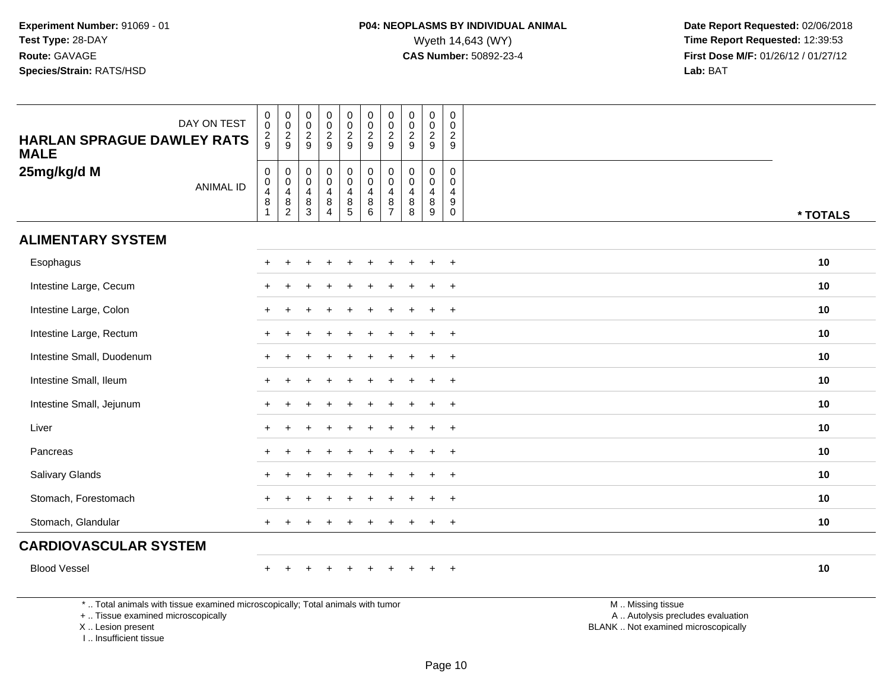**Experiment Number:** 91069 - 01
**Test Type:** 28-DAY
**Route:** GAVAGE
**Species/Strain:** RATS/HSD

**P04: NEOPLASMS BY INDIVIDUAL ANIMAL**
Wyeth 14,643 (WY)
**CAS Number:** 50892-23-4

**Date Report Requested:** 02/06/2018
**Time Report Requested:** 12:39:53
**First Dose M/F:** 01/26/12 / 01/27/12
**Lab:** BAT

| DAY ON TEST | 0029 | 0029 | 0029 | 0029 | 0029 | 0029 | 0029 | 0029 | 0029 | 0029 | |
|---|---|---|---|---|---|---|---|---|---|---|---|
| **HARLAN SPRAGUE DAWLEY RATS MALE** | | | | | | | | | | | |
| **25mg/kg/d M** ANIMAL ID | 00481 | 00482 | 00483 | 00484 | 00485 | 00486 | 00487 | 00488 | 00489 | 00490 | **\* TOTALS** |
| **ALIMENTARY SYSTEM** | | | | | | | | | | | |
| Esophagus | + | + | + | + | + | + | + | + | + | + | **10** |
| Intestine Large, Cecum | + | + | + | + | + | + | + | + | + | + | **10** |
| Intestine Large, Colon | + | + | + | + | + | + | + | + | + | + | **10** |
| Intestine Large, Rectum | + | + | + | + | + | + | + | + | + | + | **10** |
| Intestine Small, Duodenum | + | + | + | + | + | + | + | + | + | + | **10** |
| Intestine Small, Ileum | + | + | + | + | + | + | + | + | + | + | **10** |
| Intestine Small, Jejunum | + | + | + | + | + | + | + | + | + | + | **10** |
| Liver | + | + | + | + | + | + | + | + | + | + | **10** |
| Pancreas | + | + | + | + | + | + | + | + | + | + | **10** |
| Salivary Glands | + | + | + | + | + | + | + | + | + | + | **10** |
| Stomach, Forestomach | + | + | + | + | + | + | + | + | + | + | **10** |
| Stomach, Glandular | + | + | + | + | + | + | + | + | + | + | **10** |
| **CARDIOVASCULAR SYSTEM** | | | | | | | | | | | |
| Blood Vessel | + | + | + | + | + | + | + | + | + | + | **10** |

\* .. Total animals with tissue examined microscopically; Total animals with tumor
+ .. Tissue examined microscopically
X .. Lesion present
I .. Insufficient tissue

M .. Missing tissue
A .. Autolysis precludes evaluation
BLANK .. Not examined microscopically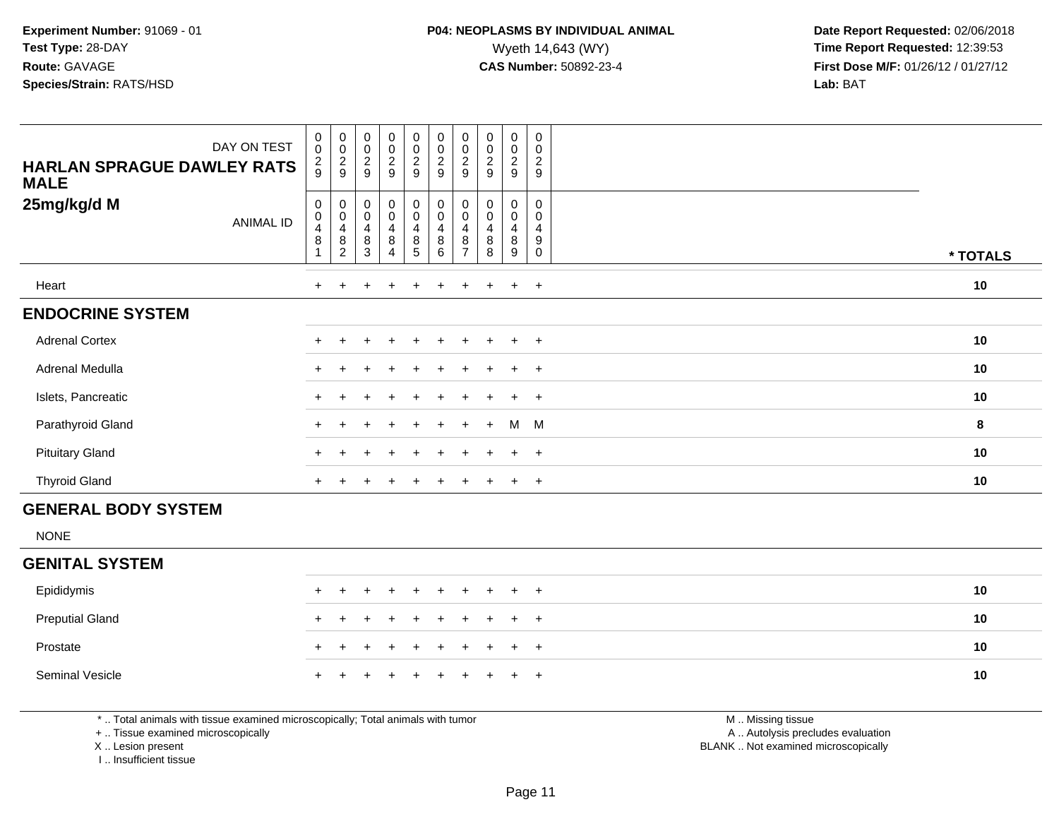**Experiment Number:** 91069 - 01
**Test Type:** 28-DAY
**Route:** GAVAGE
**Species/Strain:** RATS/HSD

**P04: NEOPLASMS BY INDIVIDUAL ANIMAL**
Wyeth 14,643 (WY)
**CAS Number:** 50892-23-4

**Date Report Requested:** 02/06/2018
**Time Report Requested:** 12:39:53
**First Dose M/F:** 01/26/12 / 01/27/12
**Lab:** BAT

| HARLAN SPRAGUE DAWLEY RATS MALE 25mg/kg/d M | | | | | | | | | | | |
|---|---|---|---|---|---|---|---|---|---|---|---|
| DAY ON TEST | 0029 | 0029 | 0029 | 0029 | 0029 | 0029 | 0029 | 0029 | 0029 | 0029 | |
| ANIMAL ID | 00481 | 00482 | 00483 | 00484 | 00485 | 00486 | 00487 | 00488 | 00489 | 00490 | * TOTALS |
| Heart | + | + | + | + | + | + | + | + | + | + | 10 |
| **ENDOCRINE SYSTEM** | | | | | | | | | | | |
| Adrenal Cortex | + | + | + | + | + | + | + | + | + | + | 10 |
| Adrenal Medulla | + | + | + | + | + | + | + | + | + | + | 10 |
| Islets, Pancreatic | + | + | + | + | + | + | + | + | + | + | 10 |
| Parathyroid Gland | + | + | + | + | + | + | + | + | M | M | 8 |
| Pituitary Gland | + | + | + | + | + | + | + | + | + | + | 10 |
| Thyroid Gland | + | + | + | + | + | + | + | + | + | + | 10 |
| **GENERAL BODY SYSTEM** | | | | | | | | | | | |
| NONE | | | | | | | | | | | |
| **GENITAL SYSTEM** | | | | | | | | | | | |
| Epididymis | + | + | + | + | + | + | + | + | + | + | 10 |
| Preputial Gland | + | + | + | + | + | + | + | + | + | + | 10 |
| Prostate | + | + | + | + | + | + | + | + | + | + | 10 |
| Seminal Vesicle | + | + | + | + | + | + | + | + | + | + | 10 |

* .. Total animals with tissue examined microscopically; Total animals with tumor
+ .. Tissue examined microscopically
X .. Lesion present
I .. Insufficient tissue

M .. Missing tissue
A .. Autolysis precludes evaluation
BLANK .. Not examined microscopically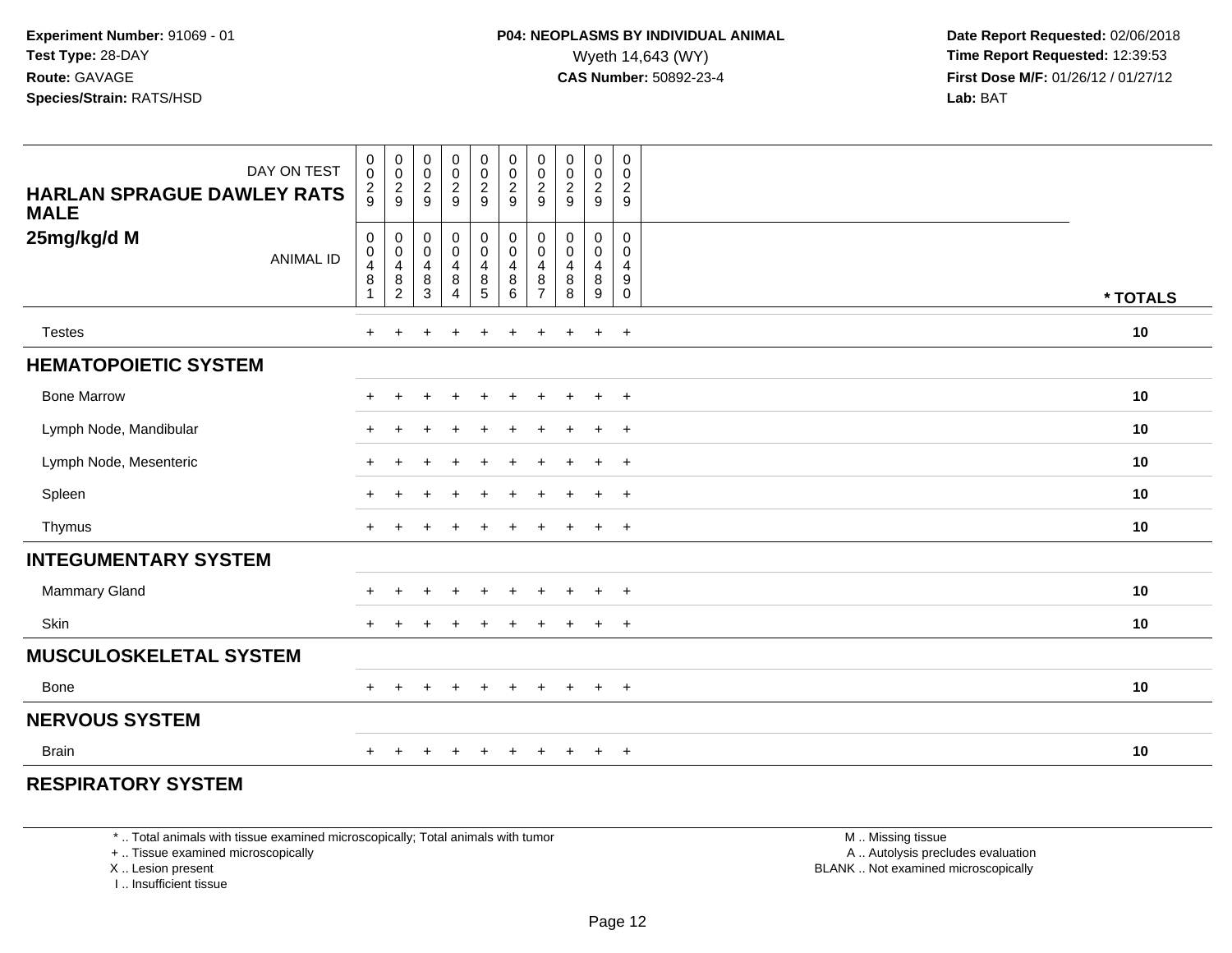**Experiment Number:** 91069 - 01
**Test Type:** 28-DAY
**Route:** GAVAGE
**Species/Strain:** RATS/HSD

**P04: NEOPLASMS BY INDIVIDUAL ANIMAL**
Wyeth 14,643 (WY)
**CAS Number:** 50892-23-4

**Date Report Requested:** 02/06/2018
**Time Report Requested:** 12:39:53
**First Dose M/F:** 01/26/12 / 01/27/12
**Lab:** BAT

| HARLAN SPRAGUE DAWLEY RATS MALE 25mg/kg/d M | | | | | | | | | | | |
|---|---|---|---|---|---|---|---|---|---|---|---|
| DAY ON TEST | 0029 | 0029 | 0029 | 0029 | 0029 | 0029 | 0029 | 0029 | 0029 | 0029 | |
| ANIMAL ID | 00481 | 00482 | 00483 | 00484 | 00485 | 00486 | 00487 | 00488 | 00489 | 00490 | * TOTALS |
| Testes | + | + | + | + | + | + | + | + | + | + | 10 |
| **HEMATOPOIETIC SYSTEM** | | | | | | | | | | | |
| Bone Marrow | + | + | + | + | + | + | + | + | + | + | 10 |
| Lymph Node, Mandibular | + | + | + | + | + | + | + | + | + | + | 10 |
| Lymph Node, Mesenteric | + | + | + | + | + | + | + | + | + | + | 10 |
| Spleen | + | + | + | + | + | + | + | + | + | + | 10 |
| Thymus | + | + | + | + | + | + | + | + | + | + | 10 |
| **INTEGUMENTARY SYSTEM** | | | | | | | | | | | |
| Mammary Gland | + | + | + | + | + | + | + | + | + | + | 10 |
| Skin | + | + | + | + | + | + | + | + | + | + | 10 |
| **MUSCULOSKELETAL SYSTEM** | | | | | | | | | | | |
| Bone | + | + | + | + | + | + | + | + | + | + | 10 |
| **NERVOUS SYSTEM** | | | | | | | | | | | |
| Brain | + | + | + | + | + | + | + | + | + | + | 10 |
| **RESPIRATORY SYSTEM** | | | | | | | | | | | |

\* .. Total animals with tissue examined microscopically; Total animals with tumor
\+ .. Tissue examined microscopically
X .. Lesion present
I .. Insufficient tissue

M .. Missing tissue
A .. Autolysis precludes evaluation
BLANK .. Not examined microscopically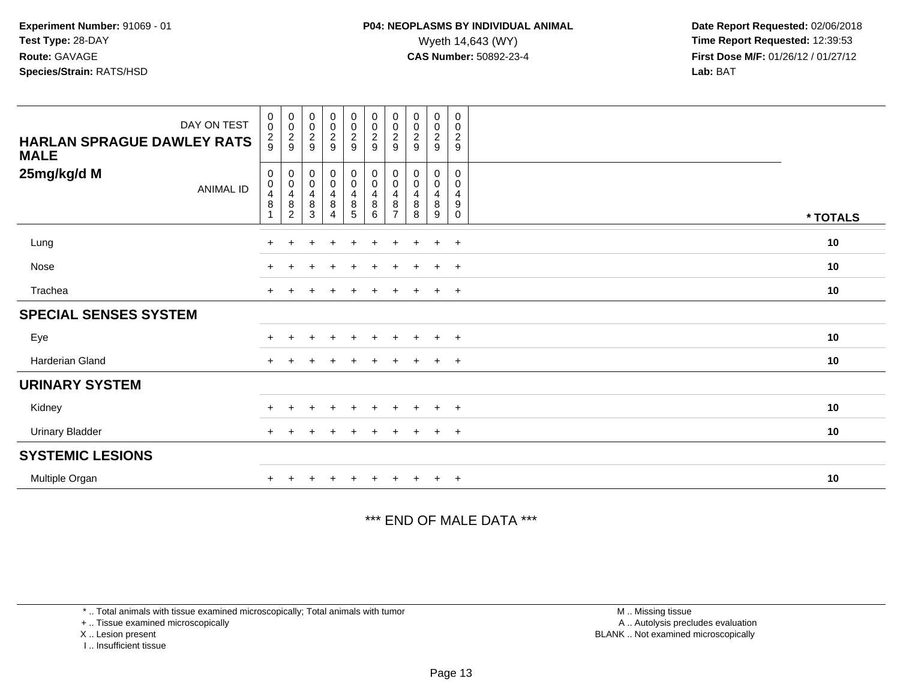**Experiment Number:** 91069 - 01
**Test Type:** 28-DAY
**Route:** GAVAGE
**Species/Strain:** RATS/HSD

**P04: NEOPLASMS BY INDIVIDUAL ANIMAL**
Wyeth 14,643 (WY)
**CAS Number:** 50892-23-4

**Date Report Requested:** 02/06/2018
**Time Report Requested:** 12:39:53
**First Dose M/F:** 01/26/12 / 01/27/12
**Lab:** BAT

| HARLAN SPRAGUE DAWLEY RATS MALE 25mg/kg/d M | | | | | | | | | | | |
|---|---|---|---|---|---|---|---|---|---|---|---|
| DAY ON TEST | 0029 | 0029 | 0029 | 0029 | 0029 | 0029 | 0029 | 0029 | 0029 | 0029 | |
| ANIMAL ID | 00481 | 00482 | 00483 | 00484 | 00485 | 00486 | 00487 | 00488 | 00489 | 00490 | * TOTALS |
| Lung | + | + | + | + | + | + | + | + | + | + | 10 |
| Nose | + | + | + | + | + | + | + | + | + | + | 10 |
| Trachea | + | + | + | + | + | + | + | + | + | + | 10 |
| **SPECIAL SENSES SYSTEM** | | | | | | | | | | | |
| Eye | + | + | + | + | + | + | + | + | + | + | 10 |
| Harderian Gland | + | + | + | + | + | + | + | + | + | + | 10 |
| **URINARY SYSTEM** | | | | | | | | | | | |
| Kidney | + | + | + | + | + | + | + | + | + | + | 10 |
| Urinary Bladder | + | + | + | + | + | + | + | + | + | + | 10 |
| **SYSTEMIC LESIONS** | | | | | | | | | | | |
| Multiple Organ | + | + | + | + | + | + | + | + | + | + | 10 |

*** END OF MALE DATA ***

* .. Total animals with tissue examined microscopically; Total animals with tumor
+ .. Tissue examined microscopically
X .. Lesion present
I .. Insufficient tissue

M .. Missing tissue
A .. Autolysis precludes evaluation
BLANK .. Not examined microscopically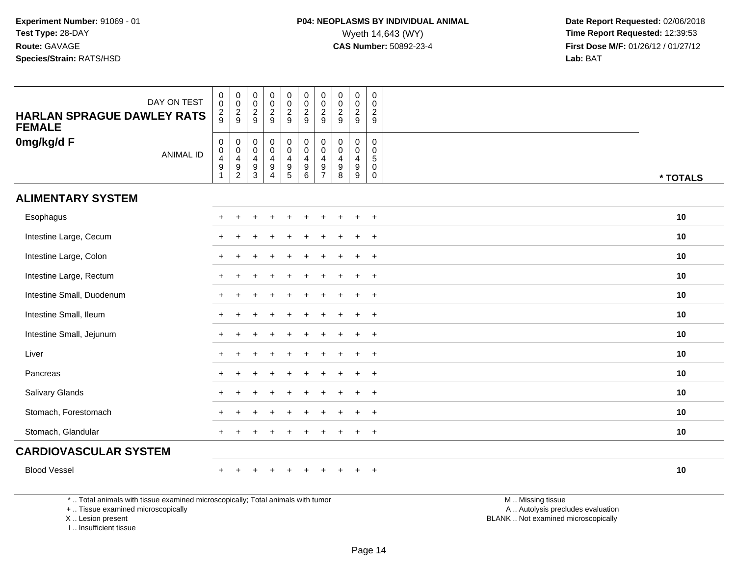**Experiment Number:** 91069 - 01
**Test Type:** 28-DAY
**Route:** GAVAGE
**Species/Strain:** RATS/HSD

**P04: NEOPLASMS BY INDIVIDUAL ANIMAL**
Wyeth 14,643 (WY)
**CAS Number:** 50892-23-4

**Date Report Requested:** 02/06/2018
**Time Report Requested:** 12:39:53
**First Dose M/F:** 01/26/12 / 01/27/12
**Lab:** BAT

| DAY ON TEST | 0029 | 0029 | 0029 | 0029 | 0029 | 0029 | 0029 | 0029 | 0029 | 0029 | |
|---|---|---|---|---|---|---|---|---|---|---|---|
| **HARLAN SPRAGUE DAWLEY RATS FEMALE** | | | | | | | | | | | |
| **0mg/kg/d F** ANIMAL ID | 00491 | 00492 | 00493 | 00494 | 00495 | 00496 | 00497 | 00498 | 00499 | 00500 | *** TOTALS** |
| **ALIMENTARY SYSTEM** | | | | | | | | | | | |
| Esophagus | + | + | + | + | + | + | + | + | + | + | **10** |
| Intestine Large, Cecum | + | + | + | + | + | + | + | + | + | + | **10** |
| Intestine Large, Colon | + | + | + | + | + | + | + | + | + | + | **10** |
| Intestine Large, Rectum | + | + | + | + | + | + | + | + | + | + | **10** |
| Intestine Small, Duodenum | + | + | + | + | + | + | + | + | + | + | **10** |
| Intestine Small, Ileum | + | + | + | + | + | + | + | + | + | + | **10** |
| Intestine Small, Jejunum | + | + | + | + | + | + | + | + | + | + | **10** |
| Liver | + | + | + | + | + | + | + | + | + | + | **10** |
| Pancreas | + | + | + | + | + | + | + | + | + | + | **10** |
| Salivary Glands | + | + | + | + | + | + | + | + | + | + | **10** |
| Stomach, Forestomach | + | + | + | + | + | + | + | + | + | + | **10** |
| Stomach, Glandular | + | + | + | + | + | + | + | + | + | + | **10** |
| **CARDIOVASCULAR SYSTEM** | | | | | | | | | | | |
| Blood Vessel | + | + | + | + | + | + | + | + | + | + | **10** |

* .. Total animals with tissue examined microscopically; Total animals with tumor
+ .. Tissue examined microscopically
X .. Lesion present
I .. Insufficient tissue

M .. Missing tissue
A .. Autolysis precludes evaluation
BLANK .. Not examined microscopically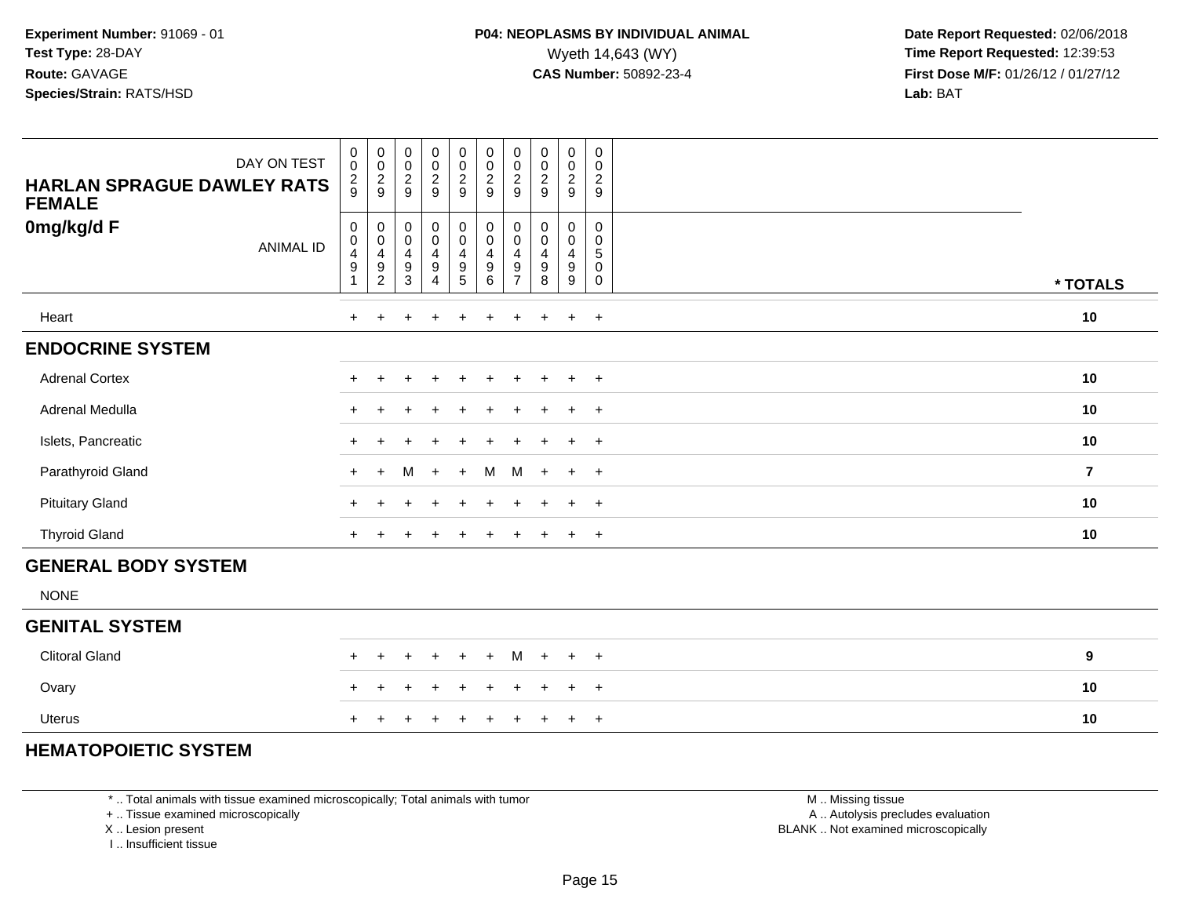**Experiment Number:** 91069 - 01
**Test Type:** 28-DAY
**Route:** GAVAGE
**Species/Strain:** RATS/HSD

**P04: NEOPLASMS BY INDIVIDUAL ANIMAL**
Wyeth 14,643 (WY)
**CAS Number:** 50892-23-4

**Date Report Requested:** 02/06/2018
**Time Report Requested:** 12:39:53
**First Dose M/F:** 01/26/12 / 01/27/12
**Lab:** BAT

| HARLAN SPRAGUE DAWLEY RATS FEMALE 0mg/kg/d F | | | | | | | | | | | |
|---|---|---|---|---|---|---|---|---|---|---|---|
| DAY ON TEST | 0029 | 0029 | 0029 | 0029 | 0029 | 0029 | 0029 | 0029 | 0029 | 0029 | |
| ANIMAL ID | 00491 | 00492 | 00493 | 00494 | 00495 | 00496 | 00497 | 00498 | 00499 | 00500 | * TOTALS |
| Heart | + | + | + | + | + | + | + | + | + | + | 10 |
| **ENDOCRINE SYSTEM** | | | | | | | | | | | |
| Adrenal Cortex | + | + | + | + | + | + | + | + | + | + | 10 |
| Adrenal Medulla | + | + | + | + | + | + | + | + | + | + | 10 |
| Islets, Pancreatic | + | + | + | + | + | + | + | + | + | + | 10 |
| Parathyroid Gland | + | + | M | + | + | M | M | + | + | + | 7 |
| Pituitary Gland | + | + | + | + | + | + | + | + | + | + | 10 |
| Thyroid Gland | + | + | + | + | + | + | + | + | + | + | 10 |
| **GENERAL BODY SYSTEM** | | | | | | | | | | | |
| NONE | | | | | | | | | | | |
| **GENITAL SYSTEM** | | | | | | | | | | | |
| Clitoral Gland | + | + | + | + | + | + | M | + | + | + | 9 |
| Ovary | + | + | + | + | + | + | + | + | + | + | 10 |
| Uterus | + | + | + | + | + | + | + | + | + | + | 10 |
| **HEMATOPOIETIC SYSTEM** | | | | | | | | | | | |

\* .. Total animals with tissue examined microscopically; Total animals with tumor
\+ .. Tissue examined microscopically
X .. Lesion present
I .. Insufficient tissue

M .. Missing tissue
A .. Autolysis precludes evaluation
BLANK .. Not examined microscopically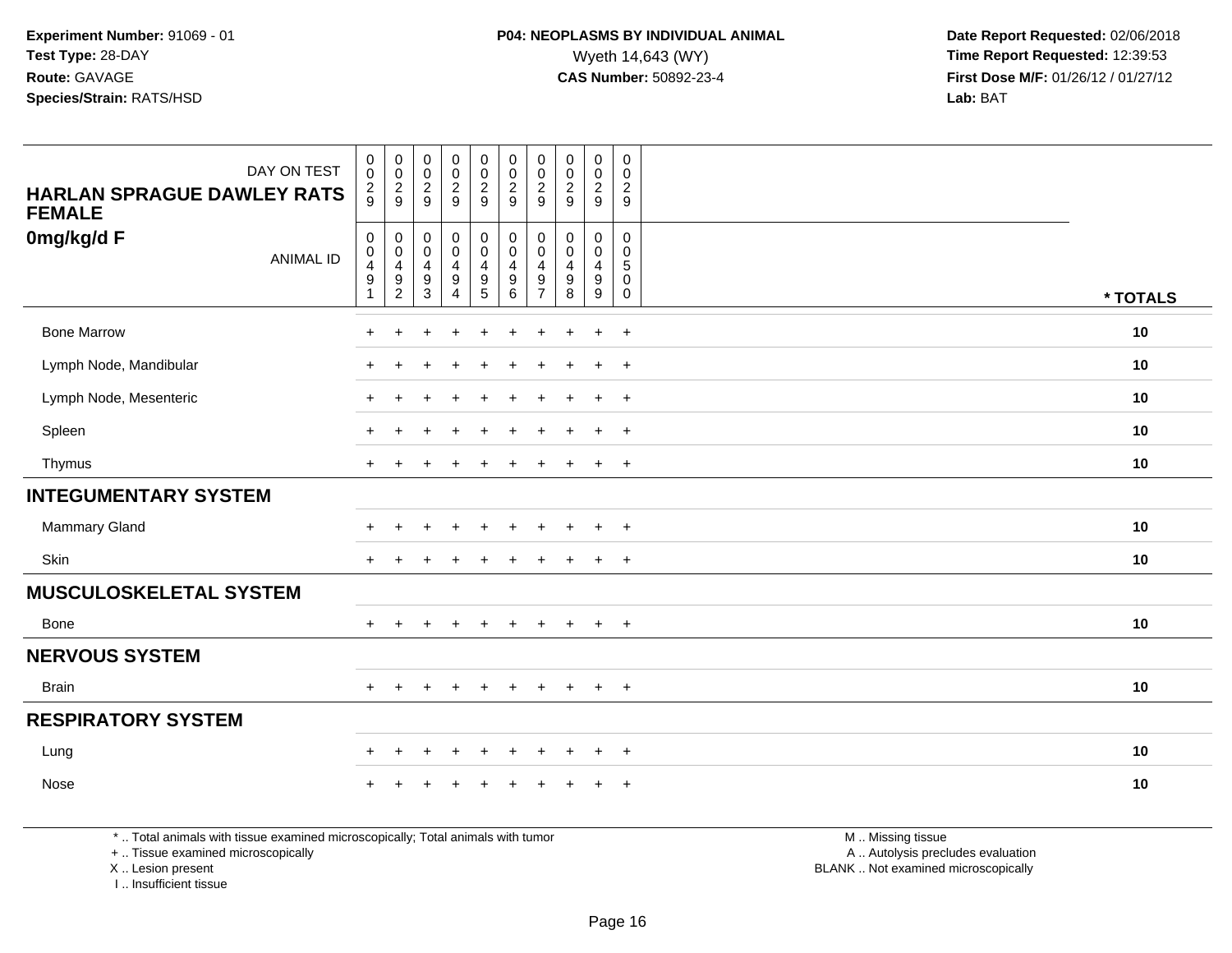**Experiment Number:** 91069 - 01
**Test Type:** 28-DAY
**Route:** GAVAGE
**Species/Strain:** RATS/HSD

**P04: NEOPLASMS BY INDIVIDUAL ANIMAL**
Wyeth 14,643 (WY)
**CAS Number:** 50892-23-4

**Date Report Requested:** 02/06/2018
**Time Report Requested:** 12:39:53
**First Dose M/F:** 01/26/12 / 01/27/12
**Lab:** BAT

| DAY ON TEST | 0029 | 0029 | 0029 | 0029 | 0029 | 0029 | 0029 | 0029 | 0029 | 0029 | |
|---|---|---|---|---|---|---|---|---|---|---|---|
| **HARLAN SPRAGUE DAWLEY RATS FEMALE** | | | | | | | | | | | |
| **0mg/kg/d F** ANIMAL ID | 00491 | 00492 | 00493 | 00494 | 00495 | 00496 | 00497 | 00498 | 00499 | 00500 | *** TOTALS** |
| Bone Marrow | + | + | + | + | + | + | + | + | + | + | **10** |
| Lymph Node, Mandibular | + | + | + | + | + | + | + | + | + | + | **10** |
| Lymph Node, Mesenteric | + | + | + | + | + | + | + | + | + | + | **10** |
| Spleen | + | + | + | + | + | + | + | + | + | + | **10** |
| Thymus | + | + | + | + | + | + | + | + | + | + | **10** |
| **INTEGUMENTARY SYSTEM** | | | | | | | | | | | |
| Mammary Gland | + | + | + | + | + | + | + | + | + | + | **10** |
| Skin | + | + | + | + | + | + | + | + | + | + | **10** |
| **MUSCULOSKELETAL SYSTEM** | | | | | | | | | | | |
| Bone | + | + | + | + | + | + | + | + | + | + | **10** |
| **NERVOUS SYSTEM** | | | | | | | | | | | |
| Brain | + | + | + | + | + | + | + | + | + | + | **10** |
| **RESPIRATORY SYSTEM** | | | | | | | | | | | |
| Lung | + | + | + | + | + | + | + | + | + | + | **10** |
| Nose | + | + | + | + | + | + | + | + | + | + | **10** |

* .. Total animals with tissue examined microscopically; Total animals with tumor
+ .. Tissue examined microscopically
X .. Lesion present
I .. Insufficient tissue

M .. Missing tissue
A .. Autolysis precludes evaluation
BLANK .. Not examined microscopically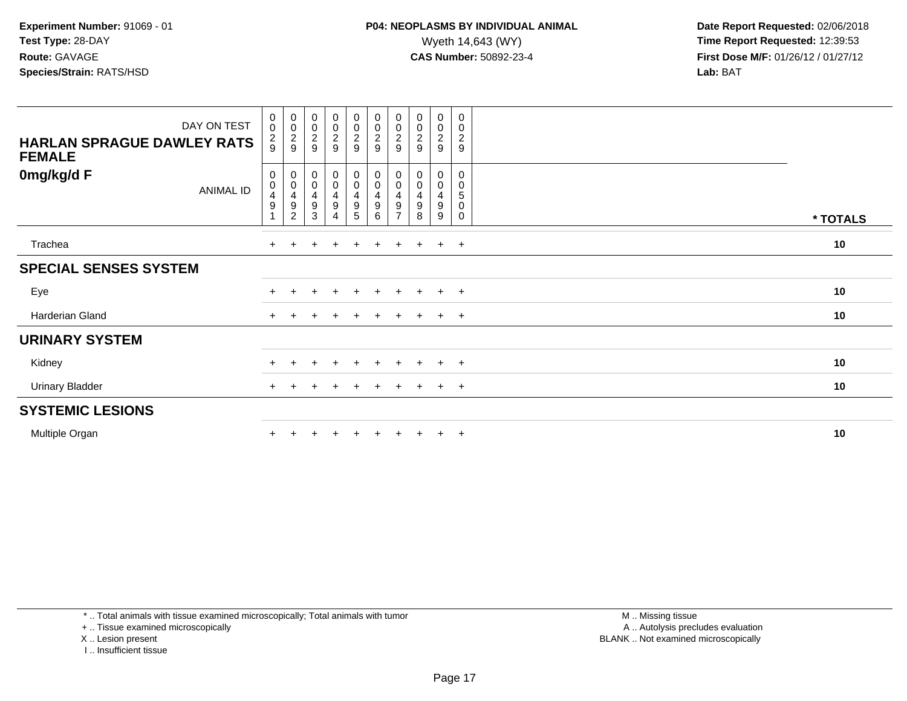**Experiment Number:** 91069 - 01
**Test Type:** 28-DAY
**Route:** GAVAGE
**Species/Strain:** RATS/HSD

**P04: NEOPLASMS BY INDIVIDUAL ANIMAL**
Wyeth 14,643 (WY)
**CAS Number:** 50892-23-4

**Date Report Requested:** 02/06/2018
**Time Report Requested:** 12:39:53
**First Dose M/F:** 01/26/12 / 01/27/12
**Lab:** BAT

| DAY ON TEST | 0029 | 0029 | 0029 | 0029 | 0029 | 0029 | 0029 | 0029 | 0029 | 0029 | |
|---|---|---|---|---|---|---|---|---|---|---|---|
| **HARLAN SPRAGUE DAWLEY RATS FEMALE** | | | | | | | | | | | |
| **0mg/kg/d F** ANIMAL ID | 00491 | 00492 | 00493 | 00494 | 00495 | 00496 | 00497 | 00498 | 00499 | 00500 | *** TOTALS** |
| Trachea | + | + | + | + | + | + | + | + | + | + | **10** |
| **SPECIAL SENSES SYSTEM** | | | | | | | | | | | |
| Eye | + | + | + | + | + | + | + | + | + | + | **10** |
| Harderian Gland | + | + | + | + | + | + | + | + | + | + | **10** |
| **URINARY SYSTEM** | | | | | | | | | | | |
| Kidney | + | + | + | + | + | + | + | + | + | + | **10** |
| Urinary Bladder | + | + | + | + | + | + | + | + | + | + | **10** |
| **SYSTEMIC LESIONS** | | | | | | | | | | | |
| Multiple Organ | + | + | + | + | + | + | + | + | + | + | **10** |

* .. Total animals with tissue examined microscopically; Total animals with tumor
+ .. Tissue examined microscopically
X .. Lesion present
I .. Insufficient tissue

M .. Missing tissue
A .. Autolysis precludes evaluation
BLANK .. Not examined microscopically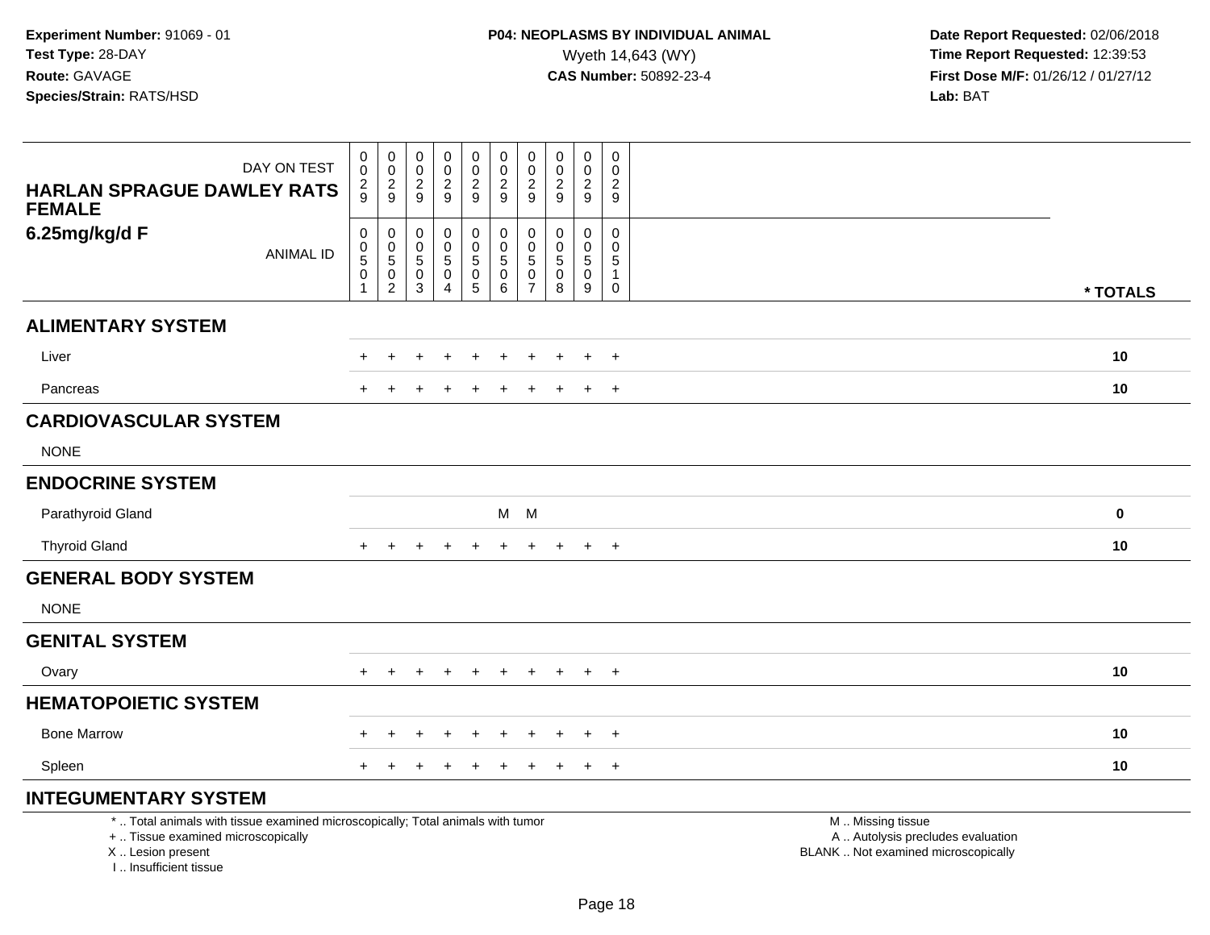**Experiment Number:** 91069 - 01
**Test Type:** 28-DAY
**Route:** GAVAGE
**Species/Strain:** RATS/HSD

**P04: NEOPLASMS BY INDIVIDUAL ANIMAL**
Wyeth 14,643 (WY)
**CAS Number:** 50892-23-4

**Date Report Requested:** 02/06/2018
**Time Report Requested:** 12:39:53
**First Dose M/F:** 01/26/12 / 01/27/12
**Lab:** BAT

**HARLAN SPRAGUE DAWLEY RATS FEMALE**
**6.25mg/kg/d F**

| DAY ON TEST | 0029 | 0029 | 0029 | 0029 | 0029 | 0029 | 0029 | 0029 | 0029 | 0029 | |
|---|---|---|---|---|---|---|---|---|---|---|---|
| ANIMAL ID | 00501 | 00502 | 00503 | 00504 | 00505 | 00506 | 00507 | 00508 | 00509 | 00510 | * TOTALS |
| **ALIMENTARY SYSTEM** | | | | | | | | | | | |
| Liver | + | + | + | + | + | + | + | + | + | + | 10 |
| Pancreas | + | + | + | + | + | + | + | + | + | + | 10 |
| **CARDIOVASCULAR SYSTEM** | | | | | | | | | | | |
| NONE | | | | | | | | | | | |
| **ENDOCRINE SYSTEM** | | | | | | | | | | | |
| Parathyroid Gland | | | | | | M | M | | | | 0 |
| Thyroid Gland | + | + | + | + | + | + | + | + | + | + | 10 |
| **GENERAL BODY SYSTEM** | | | | | | | | | | | |
| NONE | | | | | | | | | | | |
| **GENITAL SYSTEM** | | | | | | | | | | | |
| Ovary | + | + | + | + | + | + | + | + | + | + | 10 |
| **HEMATOPOIETIC SYSTEM** | | | | | | | | | | | |
| Bone Marrow | + | + | + | + | + | + | + | + | + | + | 10 |
| Spleen | + | + | + | + | + | + | + | + | + | + | 10 |
| **INTEGUMENTARY SYSTEM** | | | | | | | | | | | |

\* .. Total animals with tissue examined microscopically; Total animals with tumor
\+ .. Tissue examined microscopically
X .. Lesion present
I .. Insufficient tissue

M .. Missing tissue
A .. Autolysis precludes evaluation
BLANK .. Not examined microscopically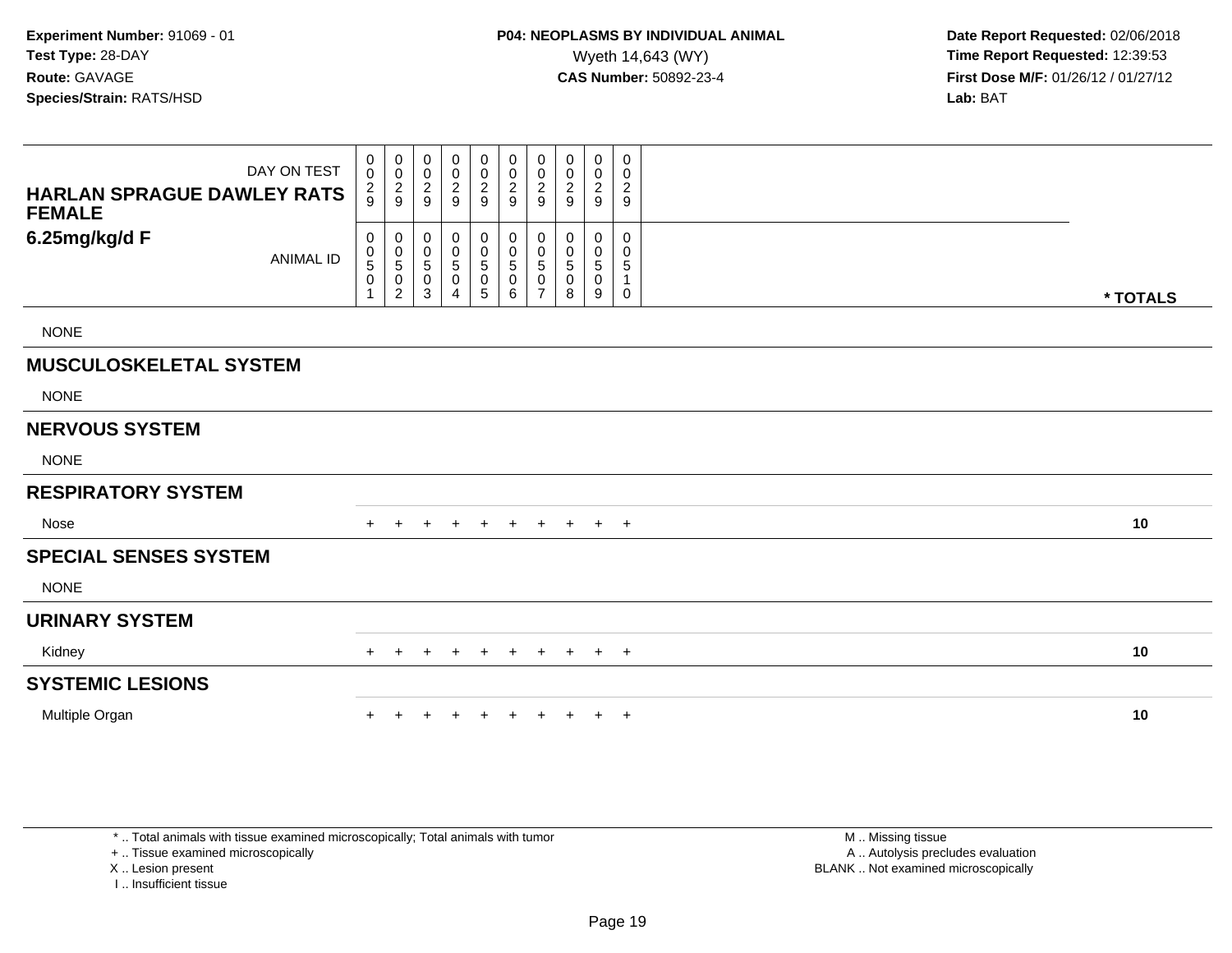**Experiment Number:** 91069 - 01
**Test Type:** 28-DAY
**Route:** GAVAGE
**Species/Strain:** RATS/HSD

**P04: NEOPLASMS BY INDIVIDUAL ANIMAL**
Wyeth 14,643 (WY)
**CAS Number:** 50892-23-4

**Date Report Requested:** 02/06/2018
**Time Report Requested:** 12:39:53
**First Dose M/F:** 01/26/12 / 01/27/12
**Lab:** BAT

| HARLAN SPRAGUE DAWLEY RATS FEMALE 6.25mg/kg/d F — DAY ON TEST | 0029 | 0029 | 0029 | 0029 | 0029 | 0029 | 0029 | 0029 | 0029 | 0029 | |
|---|---|---|---|---|---|---|---|---|---|---|---|
| ANIMAL ID | 00501 | 00502 | 00503 | 00504 | 00505 | 00506 | 00507 | 00508 | 00509 | 00510 | * TOTALS |
| NONE | | | | | | | | | | | |
| **MUSCULOSKELETAL SYSTEM** | | | | | | | | | | | |
| NONE | | | | | | | | | | | |
| **NERVOUS SYSTEM** | | | | | | | | | | | |
| NONE | | | | | | | | | | | |
| **RESPIRATORY SYSTEM** | | | | | | | | | | | |
| Nose | + | + | + | + | + | + | + | + | + | + | 10 |
| **SPECIAL SENSES SYSTEM** | | | | | | | | | | | |
| NONE | | | | | | | | | | | |
| **URINARY SYSTEM** | | | | | | | | | | | |
| Kidney | + | + | + | + | + | + | + | + | + | + | 10 |
| **SYSTEMIC LESIONS** | | | | | | | | | | | |
| Multiple Organ | + | + | + | + | + | + | + | + | + | + | 10 |

* .. Total animals with tissue examined microscopically; Total animals with tumor
+ .. Tissue examined microscopically
X .. Lesion present
I .. Insufficient tissue

M .. Missing tissue
A .. Autolysis precludes evaluation
BLANK .. Not examined microscopically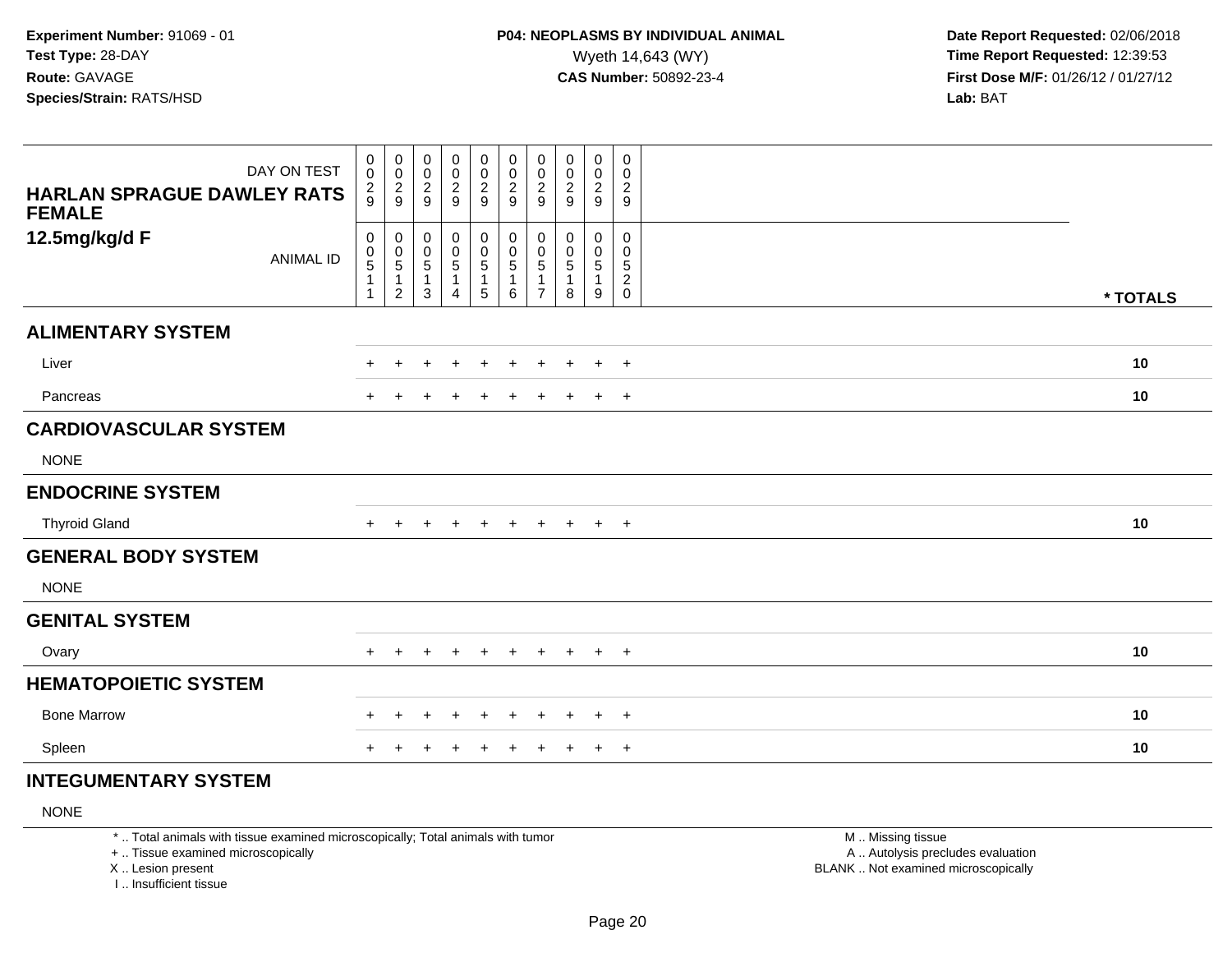**Experiment Number:** 91069 - 01
**Test Type:** 28-DAY
**Route:** GAVAGE
**Species/Strain:** RATS/HSD

**P04: NEOPLASMS BY INDIVIDUAL ANIMAL**
Wyeth 14,643 (WY)
**CAS Number:** 50892-23-4

**Date Report Requested:** 02/06/2018
**Time Report Requested:** 12:39:53
**First Dose M/F:** 01/26/12 / 01/27/12
**Lab:** BAT

| DAY ON TEST | 0029 | 0029 | 0029 | 0029 | 0029 | 0029 | 0029 | 0029 | 0029 | 0029 | |
|---|---|---|---|---|---|---|---|---|---|---|---|
| **HARLAN SPRAGUE DAWLEY RATS FEMALE 12.5mg/kg/d F** ANIMAL ID | 00511 | 00512 | 00513 | 00514 | 00515 | 00516 | 00517 | 00518 | 00519 | 00520 | *** TOTALS** |
| **ALIMENTARY SYSTEM** | | | | | | | | | | | |
| Liver | + | + | + | + | + | + | + | + | + | + | **10** |
| Pancreas | + | + | + | + | + | + | + | + | + | + | **10** |
| **CARDIOVASCULAR SYSTEM** | | | | | | | | | | | |
| NONE | | | | | | | | | | | |
| **ENDOCRINE SYSTEM** | | | | | | | | | | | |
| Thyroid Gland | + | + | + | + | + | + | + | + | + | + | **10** |
| **GENERAL BODY SYSTEM** | | | | | | | | | | | |
| NONE | | | | | | | | | | | |
| **GENITAL SYSTEM** | | | | | | | | | | | |
| Ovary | + | + | + | + | + | + | + | + | + | + | **10** |
| **HEMATOPOIETIC SYSTEM** | | | | | | | | | | | |
| Bone Marrow | + | + | + | + | + | + | + | + | + | + | **10** |
| Spleen | + | + | + | + | + | + | + | + | + | + | **10** |
| **INTEGUMENTARY SYSTEM** | | | | | | | | | | | |
| NONE | | | | | | | | | | | |

* .. Total animals with tissue examined microscopically; Total animals with tumor
+ .. Tissue examined microscopically
X .. Lesion present
I .. Insufficient tissue

M .. Missing tissue
A .. Autolysis precludes evaluation
BLANK .. Not examined microscopically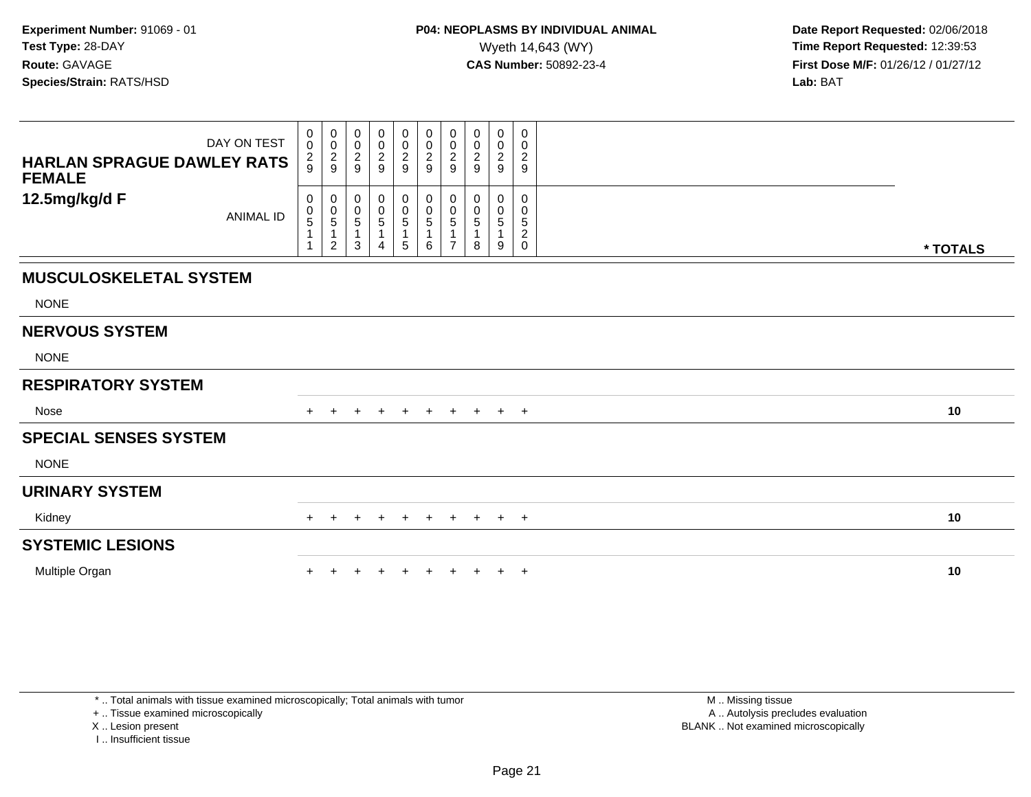**Experiment Number:** 91069 - 01
**Test Type:** 28-DAY
**Route:** GAVAGE
**Species/Strain:** RATS/HSD

**P04: NEOPLASMS BY INDIVIDUAL ANIMAL**
Wyeth 14,643 (WY)
**CAS Number:** 50892-23-4

**Date Report Requested:** 02/06/2018
**Time Report Requested:** 12:39:53
**First Dose M/F:** 01/26/12 / 01/27/12
**Lab:** BAT

| HARLAN SPRAGUE DAWLEY RATS FEMALE 12.5mg/kg/d F | | | | | | | | | | | |
|---|---|---|---|---|---|---|---|---|---|---|---|
| DAY ON TEST | 0029 | 0029 | 0029 | 0029 | 0029 | 0029 | 0029 | 0029 | 0029 | 0029 | |
| ANIMAL ID | 00511 | 00512 | 00513 | 00514 | 00515 | 00516 | 00517 | 00518 | 00519 | 00520 | * TOTALS |
| **MUSCULOSKELETAL SYSTEM** | | | | | | | | | | | |
| NONE | | | | | | | | | | | |
| **NERVOUS SYSTEM** | | | | | | | | | | | |
| NONE | | | | | | | | | | | |
| **RESPIRATORY SYSTEM** | | | | | | | | | | | |
| Nose | + | + | + | + | + | + | + | + | + | + | **10** |
| **SPECIAL SENSES SYSTEM** | | | | | | | | | | | |
| NONE | | | | | | | | | | | |
| **URINARY SYSTEM** | | | | | | | | | | | |
| Kidney | + | + | + | + | + | + | + | + | + | + | **10** |
| **SYSTEMIC LESIONS** | | | | | | | | | | | |
| Multiple Organ | + | + | + | + | + | + | + | + | + | + | **10** |

\* .. Total animals with tissue examined microscopically; Total animals with tumor
\+ .. Tissue examined microscopically
X .. Lesion present
I .. Insufficient tissue

M .. Missing tissue
A .. Autolysis precludes evaluation
BLANK .. Not examined microscopically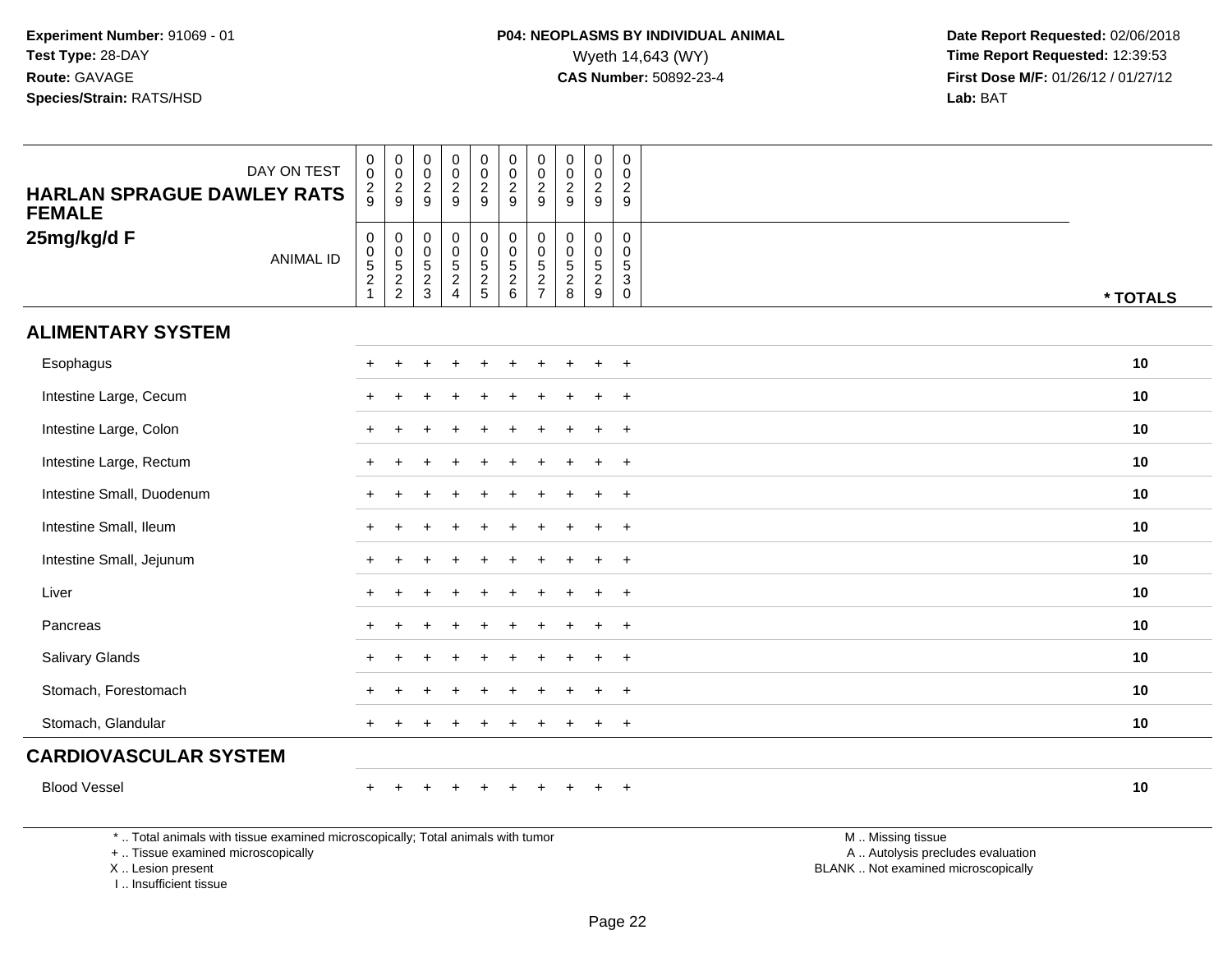**Experiment Number:** 91069 - 01
**Test Type:** 28-DAY
**Route:** GAVAGE
**Species/Strain:** RATS/HSD

**P04: NEOPLASMS BY INDIVIDUAL ANIMAL**
Wyeth 14,643 (WY)
**CAS Number:** 50892-23-4

**Date Report Requested:** 02/06/2018
**Time Report Requested:** 12:39:53
**First Dose M/F:** 01/26/12 / 01/27/12
**Lab:** BAT

| HARLAN SPRAGUE DAWLEY RATS FEMALE 25mg/kg/d F — DAY ON TEST | 0029 | 0029 | 0029 | 0029 | 0029 | 0029 | 0029 | 0029 | 0029 | 0029 | |
|---|---|---|---|---|---|---|---|---|---|---|---|
| ANIMAL ID | 00521 | 00522 | 00523 | 00524 | 00525 | 00526 | 00527 | 00528 | 00529 | 00530 | * TOTALS |
| **ALIMENTARY SYSTEM** | | | | | | | | | | | |
| Esophagus | + | + | + | + | + | + | + | + | + | + | 10 |
| Intestine Large, Cecum | + | + | + | + | + | + | + | + | + | + | 10 |
| Intestine Large, Colon | + | + | + | + | + | + | + | + | + | + | 10 |
| Intestine Large, Rectum | + | + | + | + | + | + | + | + | + | + | 10 |
| Intestine Small, Duodenum | + | + | + | + | + | + | + | + | + | + | 10 |
| Intestine Small, Ileum | + | + | + | + | + | + | + | + | + | + | 10 |
| Intestine Small, Jejunum | + | + | + | + | + | + | + | + | + | + | 10 |
| Liver | + | + | + | + | + | + | + | + | + | + | 10 |
| Pancreas | + | + | + | + | + | + | + | + | + | + | 10 |
| Salivary Glands | + | + | + | + | + | + | + | + | + | + | 10 |
| Stomach, Forestomach | + | + | + | + | + | + | + | + | + | + | 10 |
| Stomach, Glandular | + | + | + | + | + | + | + | + | + | + | 10 |
| **CARDIOVASCULAR SYSTEM** | | | | | | | | | | | |
| Blood Vessel | + | + | + | + | + | + | + | + | + | + | 10 |

* .. Total animals with tissue examined microscopically; Total animals with tumor
+ .. Tissue examined microscopically
X .. Lesion present
I .. Insufficient tissue

M .. Missing tissue
A .. Autolysis precludes evaluation
BLANK .. Not examined microscopically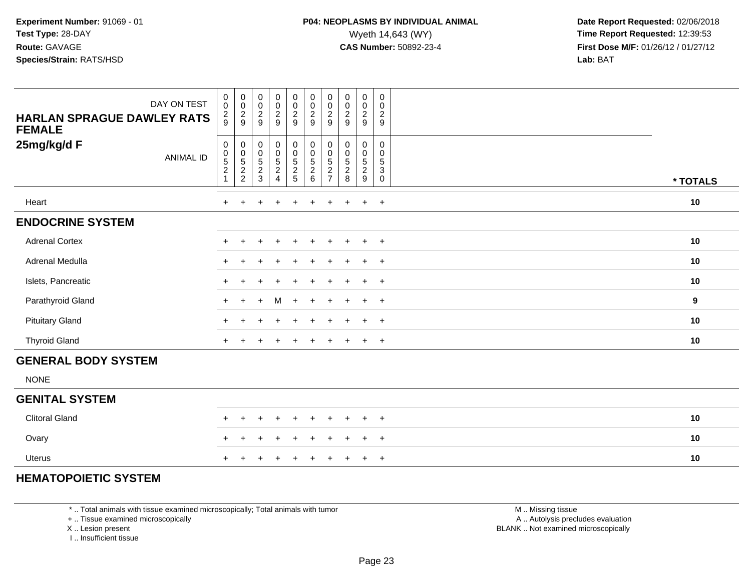**Experiment Number:** 91069 - 01
**Test Type:** 28-DAY
**Route:** GAVAGE
**Species/Strain:** RATS/HSD

**P04: NEOPLASMS BY INDIVIDUAL ANIMAL**
Wyeth 14,643 (WY)
**CAS Number:** 50892-23-4

**Date Report Requested:** 02/06/2018
**Time Report Requested:** 12:39:53
**First Dose M/F:** 01/26/12 / 01/27/12
**Lab:** BAT

| HARLAN SPRAGUE DAWLEY RATS FEMALE 25mg/kg/d F | | | | | | | | | | | |
|---|---|---|---|---|---|---|---|---|---|---|---|
| DAY ON TEST | 0029 | 0029 | 0029 | 0029 | 0029 | 0029 | 0029 | 0029 | 0029 | 0029 | |
| ANIMAL ID | 00521 | 00522 | 00523 | 00524 | 00525 | 00526 | 00527 | 00528 | 00529 | 00530 | * TOTALS |
| Heart | + | + | + | + | + | + | + | + | + | + | 10 |
| **ENDOCRINE SYSTEM** | | | | | | | | | | | |
| Adrenal Cortex | + | + | + | + | + | + | + | + | + | + | 10 |
| Adrenal Medulla | + | + | + | + | + | + | + | + | + | + | 10 |
| Islets, Pancreatic | + | + | + | + | + | + | + | + | + | + | 10 |
| Parathyroid Gland | + | + | + | M | + | + | + | + | + | + | 9 |
| Pituitary Gland | + | + | + | + | + | + | + | + | + | + | 10 |
| Thyroid Gland | + | + | + | + | + | + | + | + | + | + | 10 |
| **GENERAL BODY SYSTEM** | | | | | | | | | | | |
| NONE | | | | | | | | | | | |
| **GENITAL SYSTEM** | | | | | | | | | | | |
| Clitoral Gland | + | + | + | + | + | + | + | + | + | + | 10 |
| Ovary | + | + | + | + | + | + | + | + | + | + | 10 |
| Uterus | + | + | + | + | + | + | + | + | + | + | 10 |
| **HEMATOPOIETIC SYSTEM** | | | | | | | | | | | |

\* .. Total animals with tissue examined microscopically; Total animals with tumor
\+ .. Tissue examined microscopically
X .. Lesion present
I .. Insufficient tissue

M .. Missing tissue
A .. Autolysis precludes evaluation
BLANK .. Not examined microscopically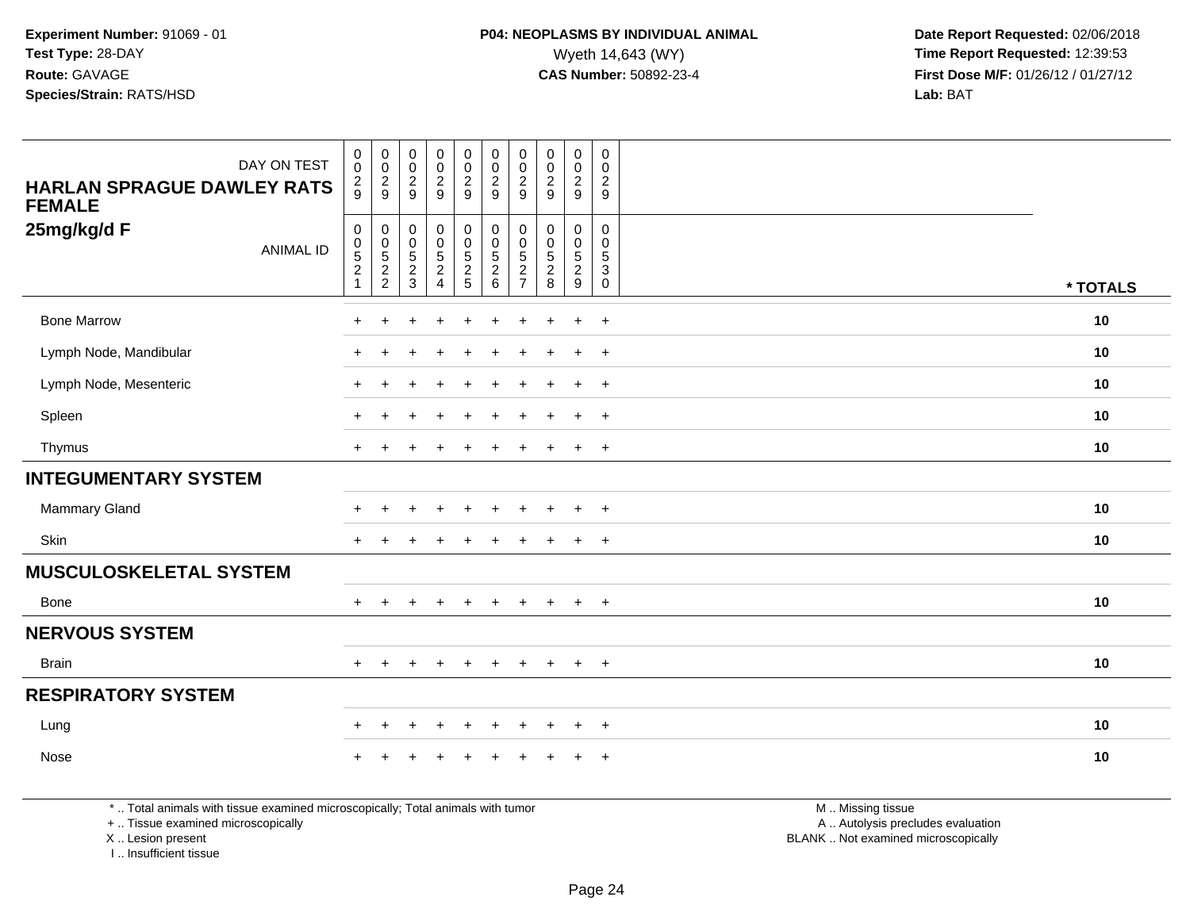**Experiment Number:** 91069 - 01
**Test Type:** 28-DAY
**Route:** GAVAGE
**Species/Strain:** RATS/HSD

**P04: NEOPLASMS BY INDIVIDUAL ANIMAL**
Wyeth 14,643 (WY)
**CAS Number:** 50892-23-4

**Date Report Requested:** 02/06/2018
**Time Report Requested:** 12:39:53
**First Dose M/F:** 01/26/12 / 01/27/12
**Lab:** BAT

| HARLAN SPRAGUE DAWLEY RATS FEMALE 25mg/kg/d F — DAY ON TEST | 0029 | 0029 | 0029 | 0029 | 0029 | 0029 | 0029 | 0029 | 0029 | 0029 | |
|---|---|---|---|---|---|---|---|---|---|---|---|
| ANIMAL ID | 00521 | 00522 | 00523 | 00524 | 00525 | 00526 | 00527 | 00528 | 00529 | 00530 | * TOTALS |
| Bone Marrow | + | + | + | + | + | + | + | + | + | + | 10 |
| Lymph Node, Mandibular | + | + | + | + | + | + | + | + | + | + | 10 |
| Lymph Node, Mesenteric | + | + | + | + | + | + | + | + | + | + | 10 |
| Spleen | + | + | + | + | + | + | + | + | + | + | 10 |
| Thymus | + | + | + | + | + | + | + | + | + | + | 10 |
| **INTEGUMENTARY SYSTEM** | | | | | | | | | | | |
| Mammary Gland | + | + | + | + | + | + | + | + | + | + | 10 |
| Skin | + | + | + | + | + | + | + | + | + | + | 10 |
| **MUSCULOSKELETAL SYSTEM** | | | | | | | | | | | |
| Bone | + | + | + | + | + | + | + | + | + | + | 10 |
| **NERVOUS SYSTEM** | | | | | | | | | | | |
| Brain | + | + | + | + | + | + | + | + | + | + | 10 |
| **RESPIRATORY SYSTEM** | | | | | | | | | | | |
| Lung | + | + | + | + | + | + | + | + | + | + | 10 |
| Nose | + | + | + | + | + | + | + | + | + | + | 10 |

* .. Total animals with tissue examined microscopically; Total animals with tumor
+ .. Tissue examined microscopically
X .. Lesion present
I .. Insufficient tissue

M .. Missing tissue
A .. Autolysis precludes evaluation
BLANK .. Not examined microscopically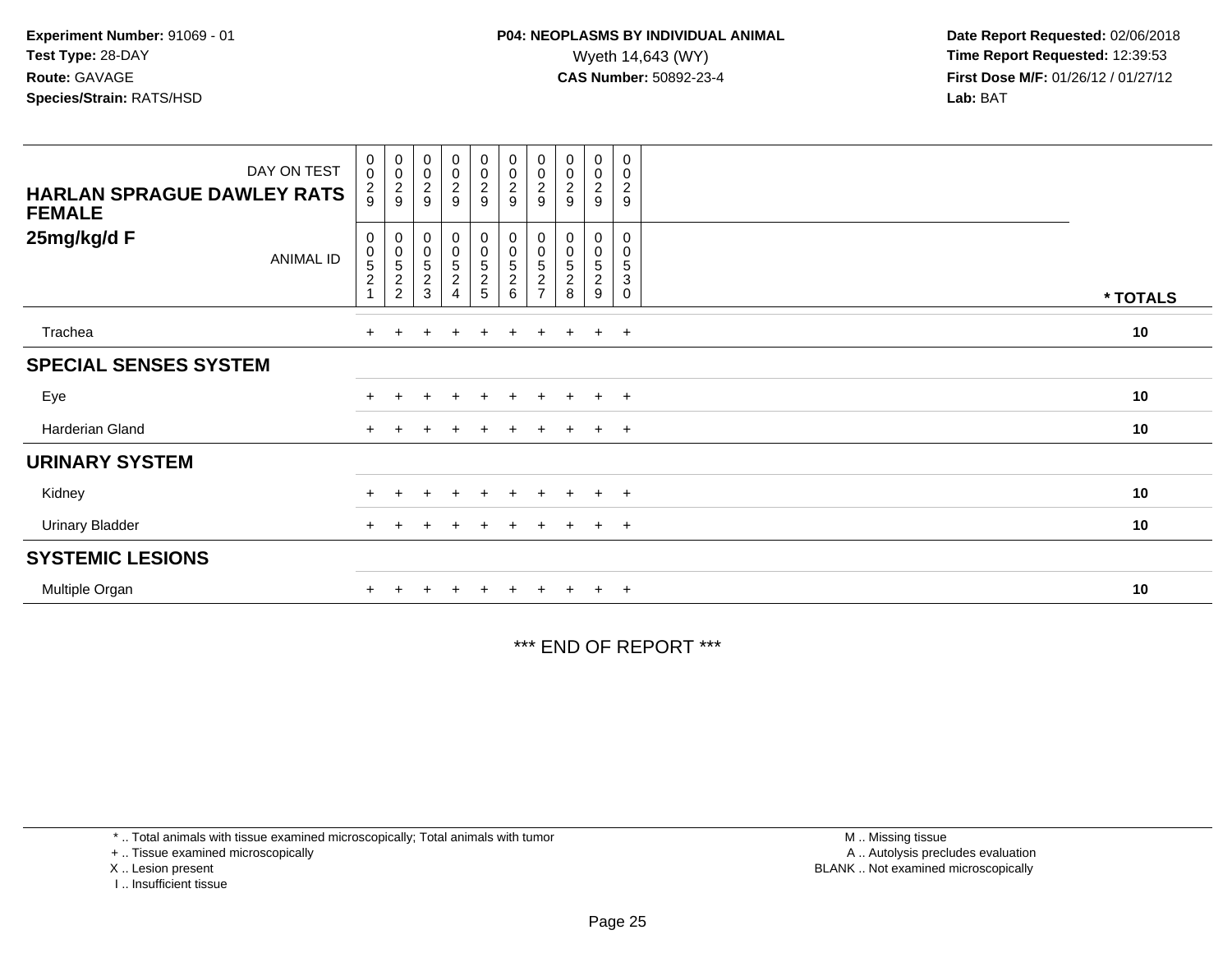**Experiment Number:** 91069 - 01
**Test Type:** 28-DAY
**Route:** GAVAGE
**Species/Strain:** RATS/HSD

**P04: NEOPLASMS BY INDIVIDUAL ANIMAL**
Wyeth 14,643 (WY)
**CAS Number:** 50892-23-4

**Date Report Requested:** 02/06/2018
**Time Report Requested:** 12:39:53
**First Dose M/F:** 01/26/12 / 01/27/12
**Lab:** BAT

| HARLAN SPRAGUE DAWLEY RATS FEMALE 25mg/kg/d F | | | | | | | | | | | |
|---|---|---|---|---|---|---|---|---|---|---|---|
| DAY ON TEST | 0029 | 0029 | 0029 | 0029 | 0029 | 0029 | 0029 | 0029 | 0029 | 0029 | |
| ANIMAL ID | 00521 | 00522 | 00523 | 00524 | 00525 | 00526 | 00527 | 00528 | 00529 | 00530 | * TOTALS |
| Trachea | + | + | + | + | + | + | + | + | + | + | 10 |
| **SPECIAL SENSES SYSTEM** | | | | | | | | | | | |
| Eye | + | + | + | + | + | + | + | + | + | + | 10 |
| Harderian Gland | + | + | + | + | + | + | + | + | + | + | 10 |
| **URINARY SYSTEM** | | | | | | | | | | | |
| Kidney | + | + | + | + | + | + | + | + | + | + | 10 |
| Urinary Bladder | + | + | + | + | + | + | + | + | + | + | 10 |
| **SYSTEMIC LESIONS** | | | | | | | | | | | |
| Multiple Organ | + | + | + | + | + | + | + | + | + | + | 10 |

*** END OF REPORT ***

* .. Total animals with tissue examined microscopically; Total animals with tumor
+ .. Tissue examined microscopically
X .. Lesion present
I .. Insufficient tissue

M .. Missing tissue
A .. Autolysis precludes evaluation
BLANK .. Not examined microscopically